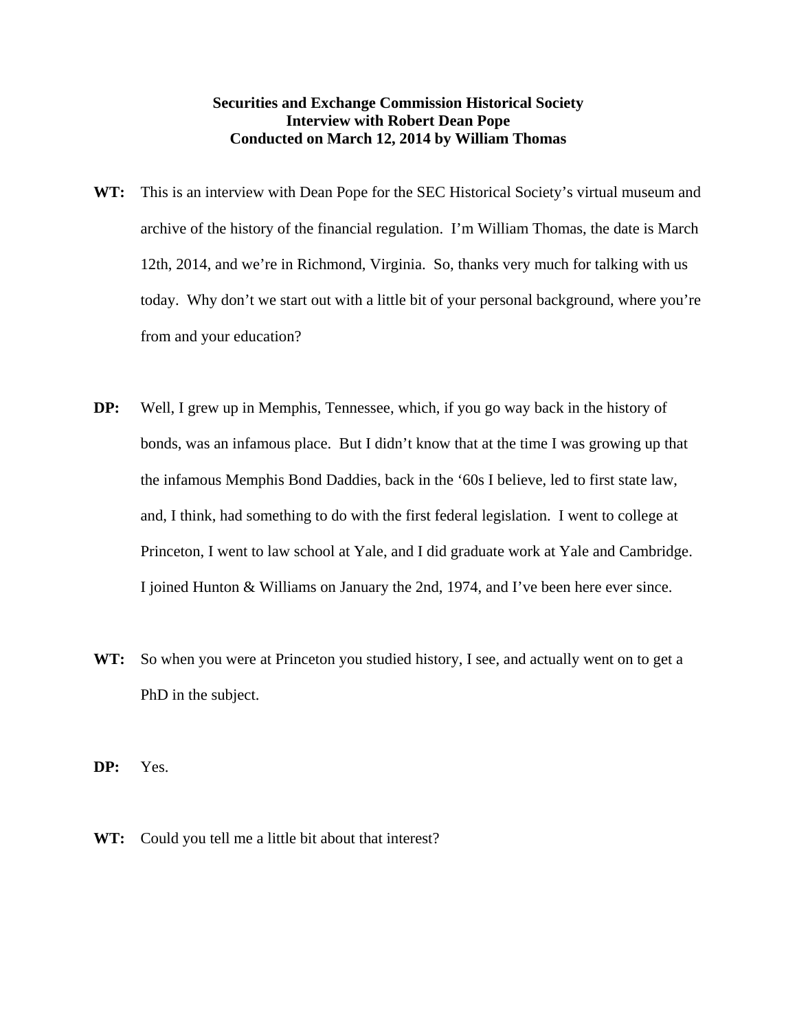**Securities and Exchange Commission Historical Society**
**Interview with Robert Dean Pope**
**Conducted on March 12, 2014 by William Thomas**

**WT:** This is an interview with Dean Pope for the SEC Historical Society's virtual museum and archive of the history of the financial regulation. I'm William Thomas, the date is March 12th, 2014, and we're in Richmond, Virginia. So, thanks very much for talking with us today. Why don't we start out with a little bit of your personal background, where you're from and your education?

**DP:** Well, I grew up in Memphis, Tennessee, which, if you go way back in the history of bonds, was an infamous place. But I didn't know that at the time I was growing up that the infamous Memphis Bond Daddies, back in the '60s I believe, led to first state law, and, I think, had something to do with the first federal legislation. I went to college at Princeton, I went to law school at Yale, and I did graduate work at Yale and Cambridge. I joined Hunton & Williams on January the 2nd, 1974, and I've been here ever since.

**WT:** So when you were at Princeton you studied history, I see, and actually went on to get a PhD in the subject.

**DP:** Yes.

**WT:** Could you tell me a little bit about that interest?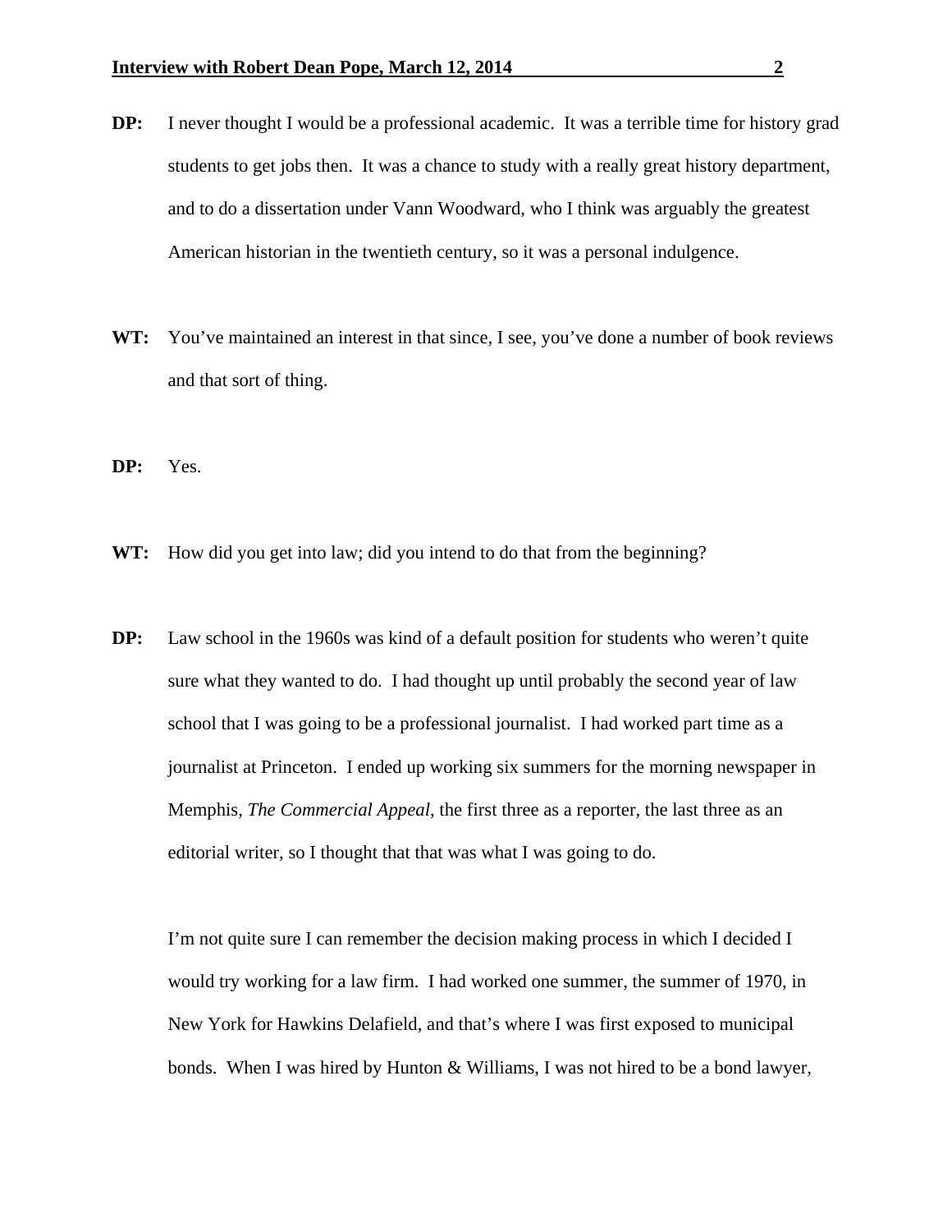**DP:** I never thought I would be a professional academic. It was a terrible time for history grad students to get jobs then. It was a chance to study with a really great history department, and to do a dissertation under Vann Woodward, who I think was arguably the greatest American historian in the twentieth century, so it was a personal indulgence.

**WT:** You've maintained an interest in that since, I see, you've done a number of book reviews and that sort of thing.

**DP:** Yes.

**WT:** How did you get into law; did you intend to do that from the beginning?

**DP:** Law school in the 1960s was kind of a default position for students who weren't quite sure what they wanted to do. I had thought up until probably the second year of law school that I was going to be a professional journalist. I had worked part time as a journalist at Princeton. I ended up working six summers for the morning newspaper in Memphis, *The Commercial Appeal*, the first three as a reporter, the last three as an editorial writer, so I thought that that was what I was going to do.

I'm not quite sure I can remember the decision making process in which I decided I would try working for a law firm. I had worked one summer, the summer of 1970, in New York for Hawkins Delafield, and that's where I was first exposed to municipal bonds. When I was hired by Hunton & Williams, I was not hired to be a bond lawyer,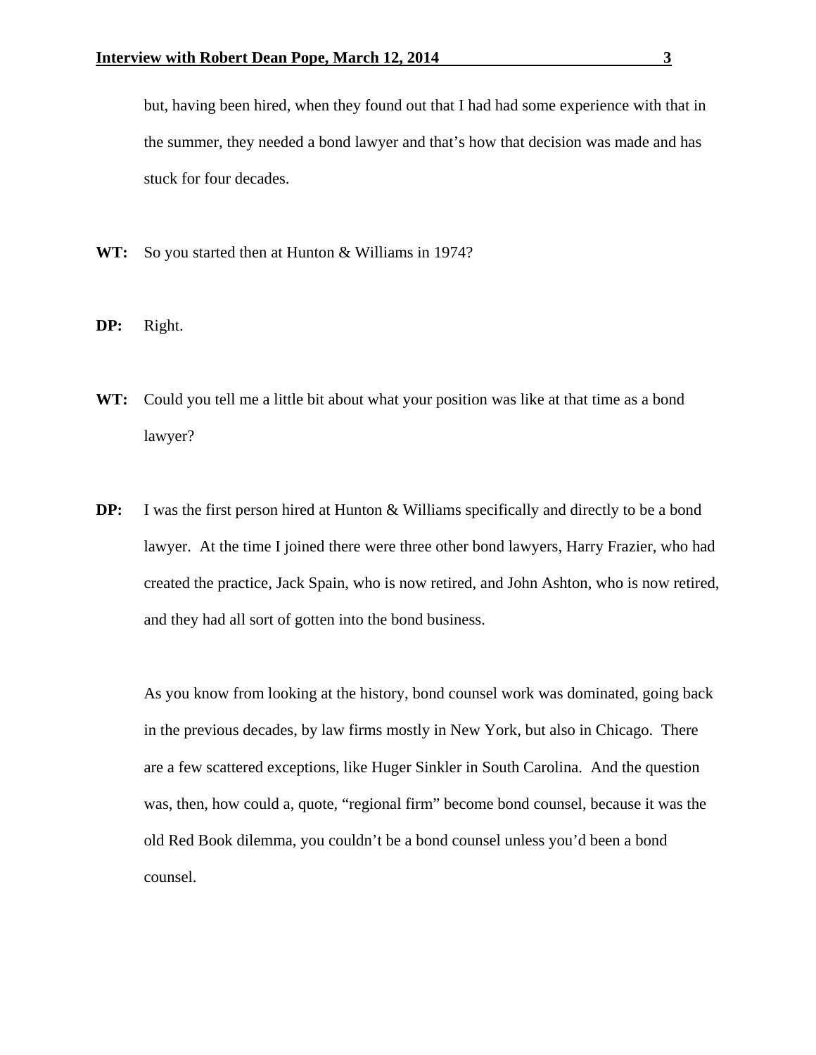but, having been hired, when they found out that I had had some experience with that in the summer, they needed a bond lawyer and that's how that decision was made and has stuck for four decades.

**WT:** So you started then at Hunton & Williams in 1974?

**DP:** Right.

**WT:** Could you tell me a little bit about what your position was like at that time as a bond lawyer?

**DP:** I was the first person hired at Hunton & Williams specifically and directly to be a bond lawyer. At the time I joined there were three other bond lawyers, Harry Frazier, who had created the practice, Jack Spain, who is now retired, and John Ashton, who is now retired, and they had all sort of gotten into the bond business.

As you know from looking at the history, bond counsel work was dominated, going back in the previous decades, by law firms mostly in New York, but also in Chicago. There are a few scattered exceptions, like Huger Sinkler in South Carolina. And the question was, then, how could a, quote, "regional firm" become bond counsel, because it was the old Red Book dilemma, you couldn't be a bond counsel unless you'd been a bond counsel.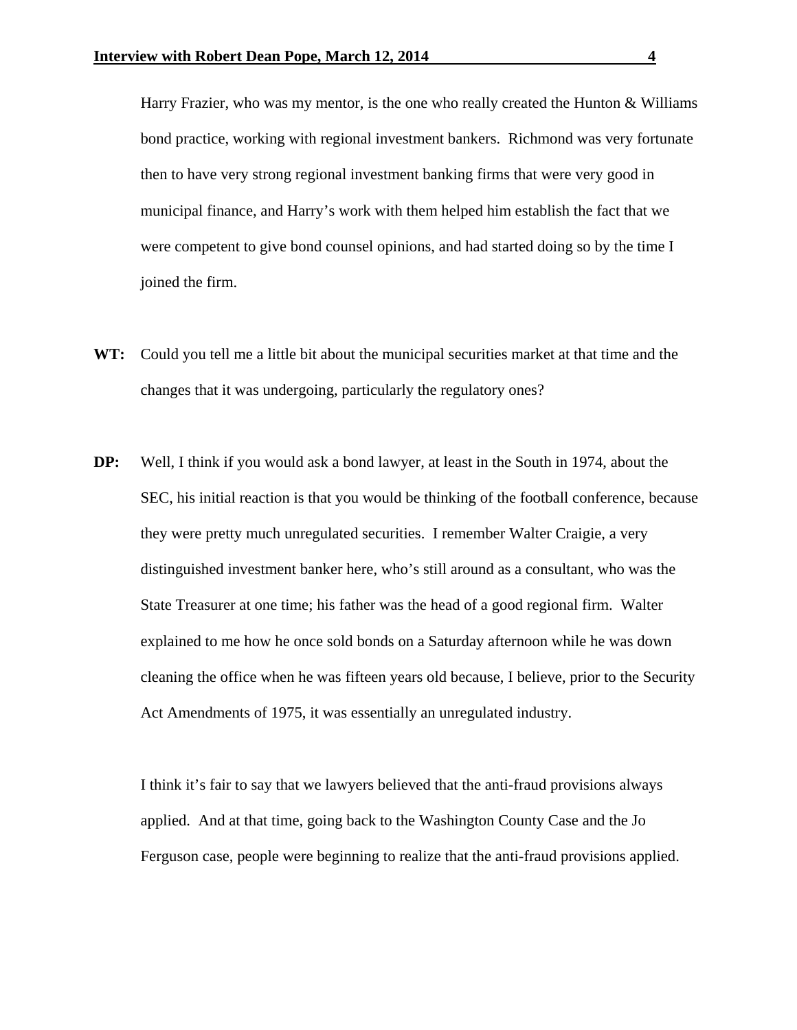Harry Frazier, who was my mentor, is the one who really created the Hunton & Williams bond practice, working with regional investment bankers. Richmond was very fortunate then to have very strong regional investment banking firms that were very good in municipal finance, and Harry's work with them helped him establish the fact that we were competent to give bond counsel opinions, and had started doing so by the time I joined the firm.

**WT:** Could you tell me a little bit about the municipal securities market at that time and the changes that it was undergoing, particularly the regulatory ones?

**DP:** Well, I think if you would ask a bond lawyer, at least in the South in 1974, about the SEC, his initial reaction is that you would be thinking of the football conference, because they were pretty much unregulated securities. I remember Walter Craigie, a very distinguished investment banker here, who's still around as a consultant, who was the State Treasurer at one time; his father was the head of a good regional firm. Walter explained to me how he once sold bonds on a Saturday afternoon while he was down cleaning the office when he was fifteen years old because, I believe, prior to the Security Act Amendments of 1975, it was essentially an unregulated industry.

I think it's fair to say that we lawyers believed that the anti-fraud provisions always applied. And at that time, going back to the Washington County Case and the Jo Ferguson case, people were beginning to realize that the anti-fraud provisions applied.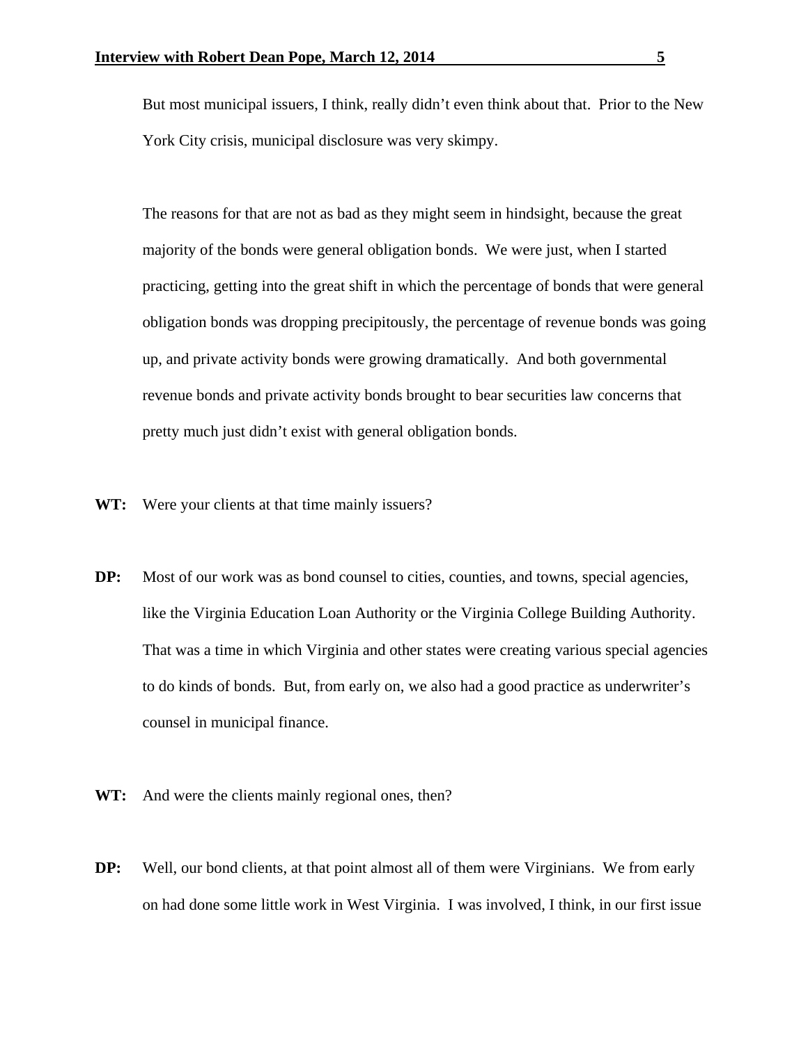But most municipal issuers, I think, really didn't even think about that. Prior to the New York City crisis, municipal disclosure was very skimpy.

The reasons for that are not as bad as they might seem in hindsight, because the great majority of the bonds were general obligation bonds. We were just, when I started practicing, getting into the great shift in which the percentage of bonds that were general obligation bonds was dropping precipitously, the percentage of revenue bonds was going up, and private activity bonds were growing dramatically. And both governmental revenue bonds and private activity bonds brought to bear securities law concerns that pretty much just didn't exist with general obligation bonds.

**WT:** Were your clients at that time mainly issuers?

**DP:** Most of our work was as bond counsel to cities, counties, and towns, special agencies, like the Virginia Education Loan Authority or the Virginia College Building Authority. That was a time in which Virginia and other states were creating various special agencies to do kinds of bonds. But, from early on, we also had a good practice as underwriter's counsel in municipal finance.

**WT:** And were the clients mainly regional ones, then?

**DP:** Well, our bond clients, at that point almost all of them were Virginians. We from early on had done some little work in West Virginia. I was involved, I think, in our first issue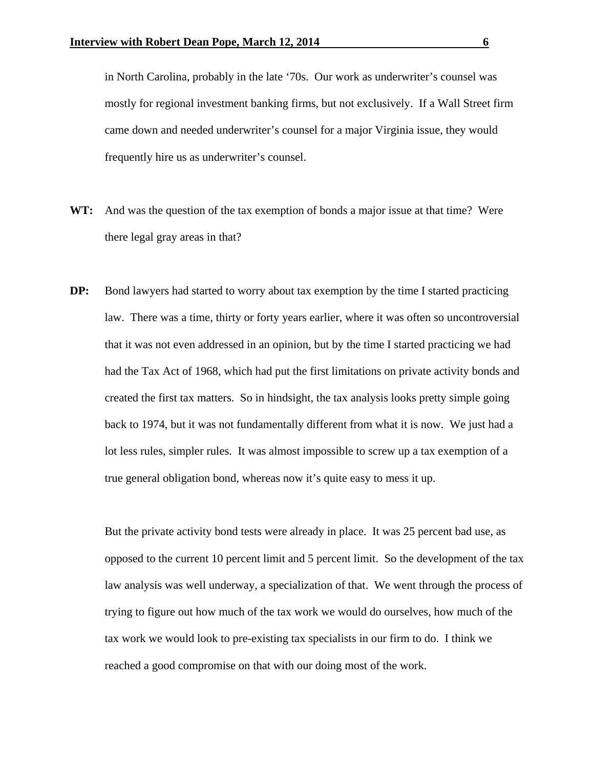in North Carolina, probably in the late '70s. Our work as underwriter's counsel was mostly for regional investment banking firms, but not exclusively. If a Wall Street firm came down and needed underwriter's counsel for a major Virginia issue, they would frequently hire us as underwriter's counsel.

**WT:** And was the question of the tax exemption of bonds a major issue at that time? Were there legal gray areas in that?

**DP:** Bond lawyers had started to worry about tax exemption by the time I started practicing law. There was a time, thirty or forty years earlier, where it was often so uncontroversial that it was not even addressed in an opinion, but by the time I started practicing we had had the Tax Act of 1968, which had put the first limitations on private activity bonds and created the first tax matters. So in hindsight, the tax analysis looks pretty simple going back to 1974, but it was not fundamentally different from what it is now. We just had a lot less rules, simpler rules. It was almost impossible to screw up a tax exemption of a true general obligation bond, whereas now it's quite easy to mess it up.

But the private activity bond tests were already in place. It was 25 percent bad use, as opposed to the current 10 percent limit and 5 percent limit. So the development of the tax law analysis was well underway, a specialization of that. We went through the process of trying to figure out how much of the tax work we would do ourselves, how much of the tax work we would look to pre-existing tax specialists in our firm to do. I think we reached a good compromise on that with our doing most of the work.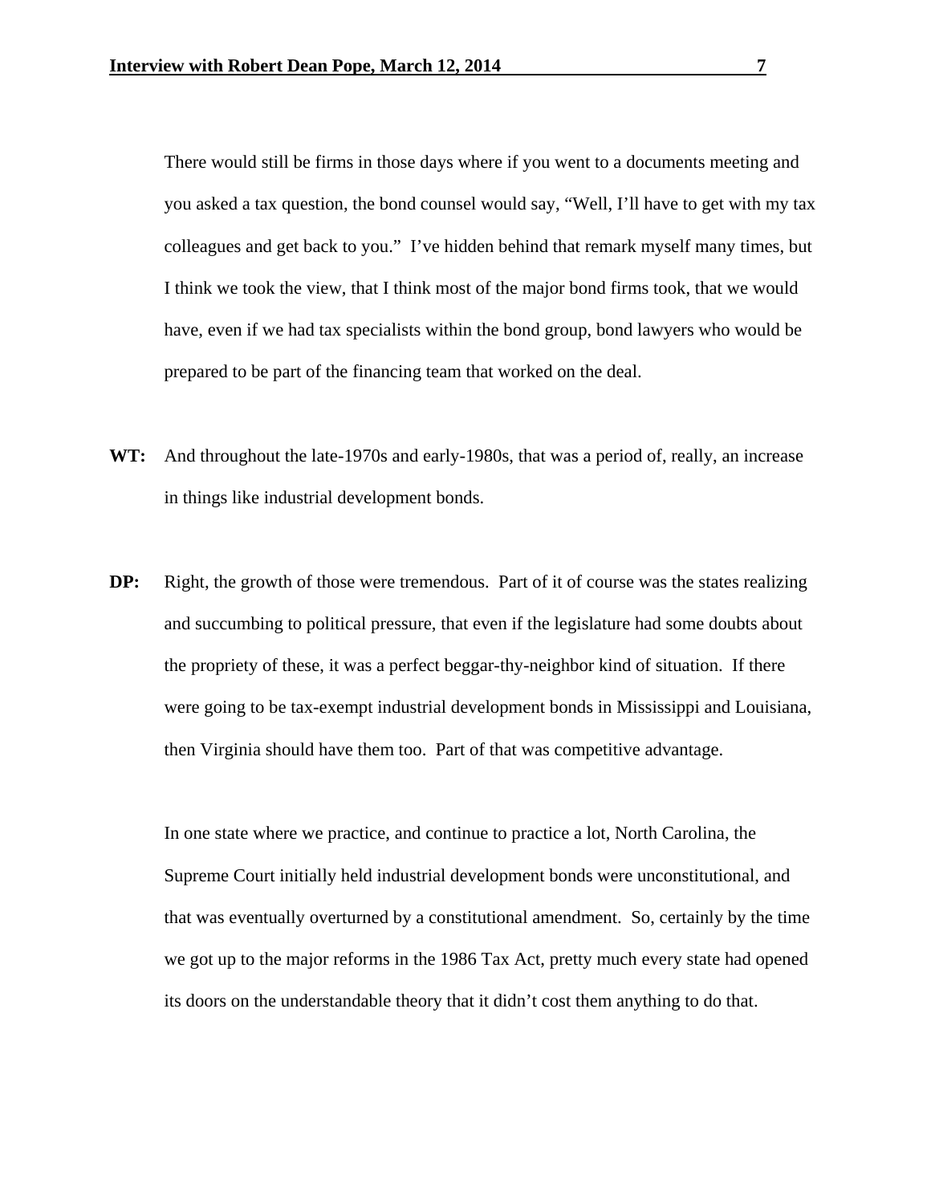There would still be firms in those days where if you went to a documents meeting and you asked a tax question, the bond counsel would say, "Well, I'll have to get with my tax colleagues and get back to you." I've hidden behind that remark myself many times, but I think we took the view, that I think most of the major bond firms took, that we would have, even if we had tax specialists within the bond group, bond lawyers who would be prepared to be part of the financing team that worked on the deal.

**WT:** And throughout the late-1970s and early-1980s, that was a period of, really, an increase in things like industrial development bonds.

**DP:** Right, the growth of those were tremendous. Part of it of course was the states realizing and succumbing to political pressure, that even if the legislature had some doubts about the propriety of these, it was a perfect beggar-thy-neighbor kind of situation. If there were going to be tax-exempt industrial development bonds in Mississippi and Louisiana, then Virginia should have them too. Part of that was competitive advantage.

In one state where we practice, and continue to practice a lot, North Carolina, the Supreme Court initially held industrial development bonds were unconstitutional, and that was eventually overturned by a constitutional amendment. So, certainly by the time we got up to the major reforms in the 1986 Tax Act, pretty much every state had opened its doors on the understandable theory that it didn't cost them anything to do that.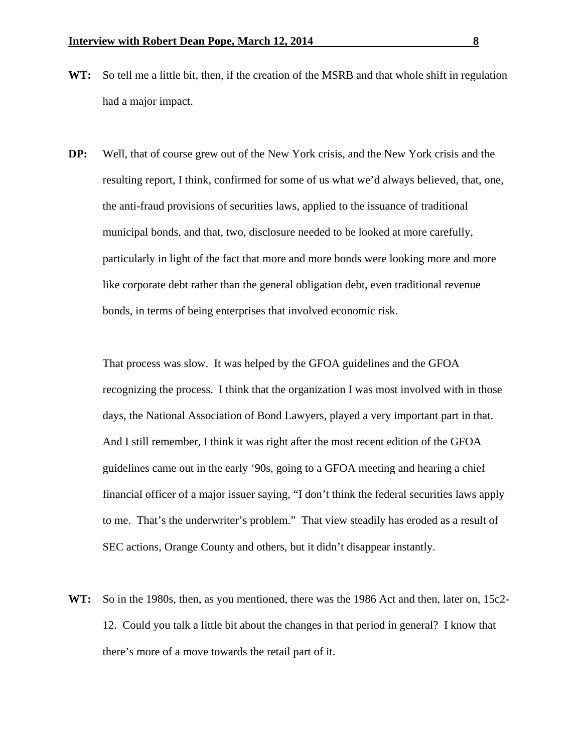**WT:** So tell me a little bit, then, if the creation of the MSRB and that whole shift in regulation had a major impact.

**DP:** Well, that of course grew out of the New York crisis, and the New York crisis and the resulting report, I think, confirmed for some of us what we'd always believed, that, one, the anti-fraud provisions of securities laws, applied to the issuance of traditional municipal bonds, and that, two, disclosure needed to be looked at more carefully, particularly in light of the fact that more and more bonds were looking more and more like corporate debt rather than the general obligation debt, even traditional revenue bonds, in terms of being enterprises that involved economic risk.

That process was slow. It was helped by the GFOA guidelines and the GFOA recognizing the process. I think that the organization I was most involved with in those days, the National Association of Bond Lawyers, played a very important part in that. And I still remember, I think it was right after the most recent edition of the GFOA guidelines came out in the early '90s, going to a GFOA meeting and hearing a chief financial officer of a major issuer saying, "I don't think the federal securities laws apply to me. That's the underwriter's problem." That view steadily has eroded as a result of SEC actions, Orange County and others, but it didn't disappear instantly.

**WT:** So in the 1980s, then, as you mentioned, there was the 1986 Act and then, later on, 15c2-12. Could you talk a little bit about the changes in that period in general? I know that there's more of a move towards the retail part of it.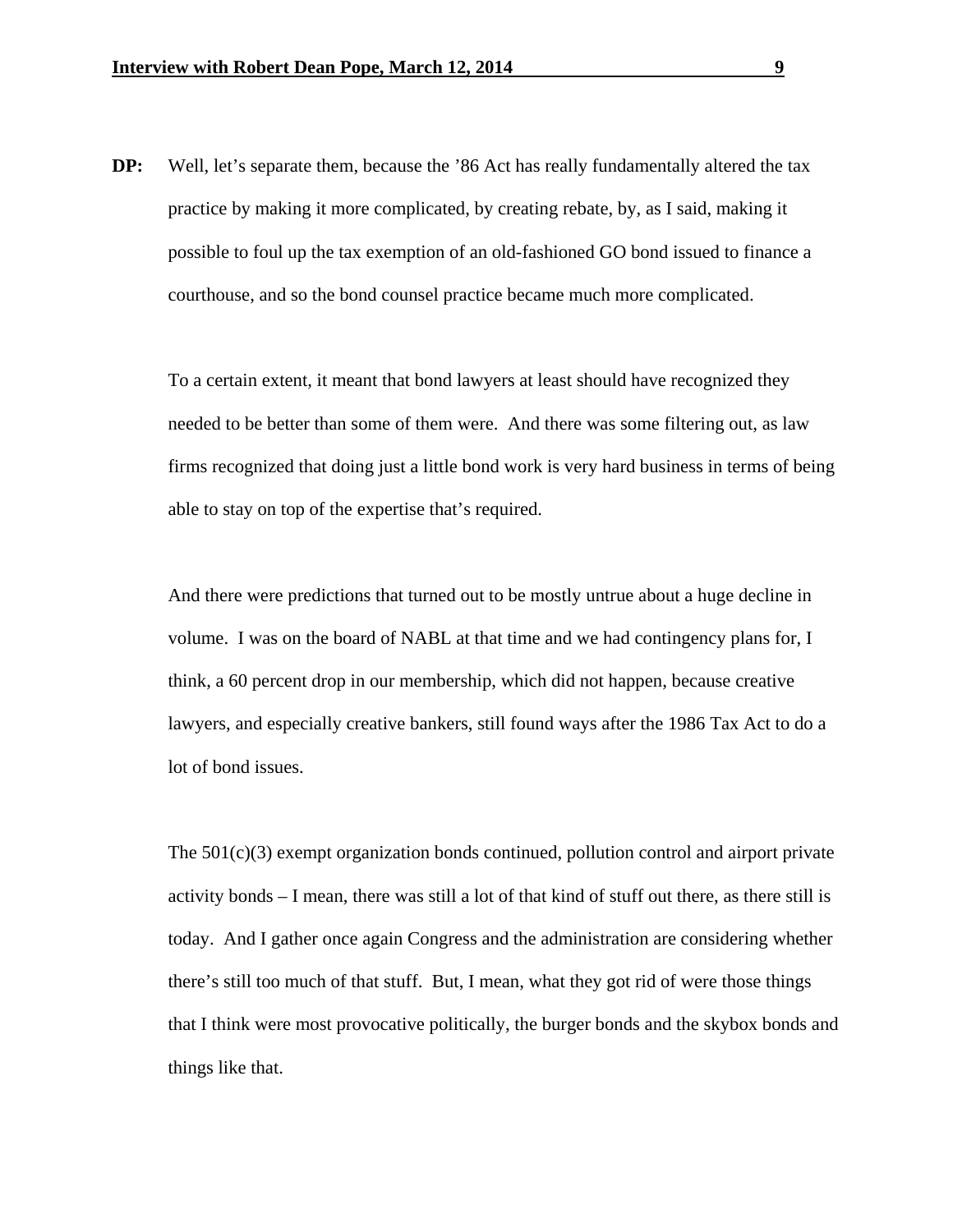**DP:** Well, let's separate them, because the '86 Act has really fundamentally altered the tax practice by making it more complicated, by creating rebate, by, as I said, making it possible to foul up the tax exemption of an old-fashioned GO bond issued to finance a courthouse, and so the bond counsel practice became much more complicated.

To a certain extent, it meant that bond lawyers at least should have recognized they needed to be better than some of them were. And there was some filtering out, as law firms recognized that doing just a little bond work is very hard business in terms of being able to stay on top of the expertise that's required.

And there were predictions that turned out to be mostly untrue about a huge decline in volume. I was on the board of NABL at that time and we had contingency plans for, I think, a 60 percent drop in our membership, which did not happen, because creative lawyers, and especially creative bankers, still found ways after the 1986 Tax Act to do a lot of bond issues.

The 501(c)(3) exempt organization bonds continued, pollution control and airport private activity bonds – I mean, there was still a lot of that kind of stuff out there, as there still is today. And I gather once again Congress and the administration are considering whether there's still too much of that stuff. But, I mean, what they got rid of were those things that I think were most provocative politically, the burger bonds and the skybox bonds and things like that.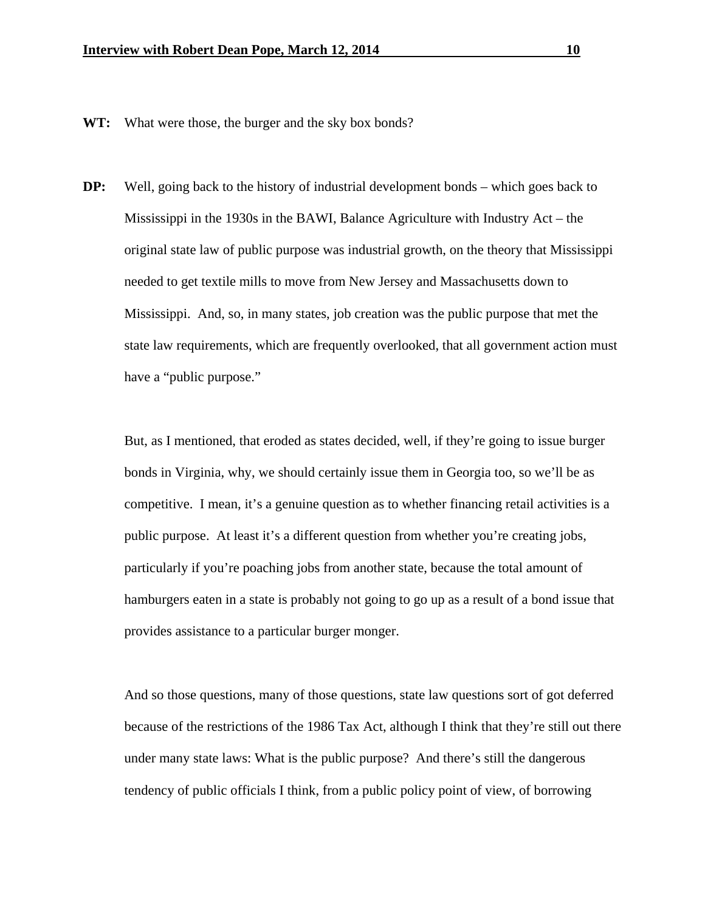**WT:** What were those, the burger and the sky box bonds?

**DP:** Well, going back to the history of industrial development bonds – which goes back to Mississippi in the 1930s in the BAWI, Balance Agriculture with Industry Act – the original state law of public purpose was industrial growth, on the theory that Mississippi needed to get textile mills to move from New Jersey and Massachusetts down to Mississippi. And, so, in many states, job creation was the public purpose that met the state law requirements, which are frequently overlooked, that all government action must have a "public purpose."

But, as I mentioned, that eroded as states decided, well, if they're going to issue burger bonds in Virginia, why, we should certainly issue them in Georgia too, so we'll be as competitive. I mean, it's a genuine question as to whether financing retail activities is a public purpose. At least it's a different question from whether you're creating jobs, particularly if you're poaching jobs from another state, because the total amount of hamburgers eaten in a state is probably not going to go up as a result of a bond issue that provides assistance to a particular burger monger.

And so those questions, many of those questions, state law questions sort of got deferred because of the restrictions of the 1986 Tax Act, although I think that they're still out there under many state laws: What is the public purpose? And there's still the dangerous tendency of public officials I think, from a public policy point of view, of borrowing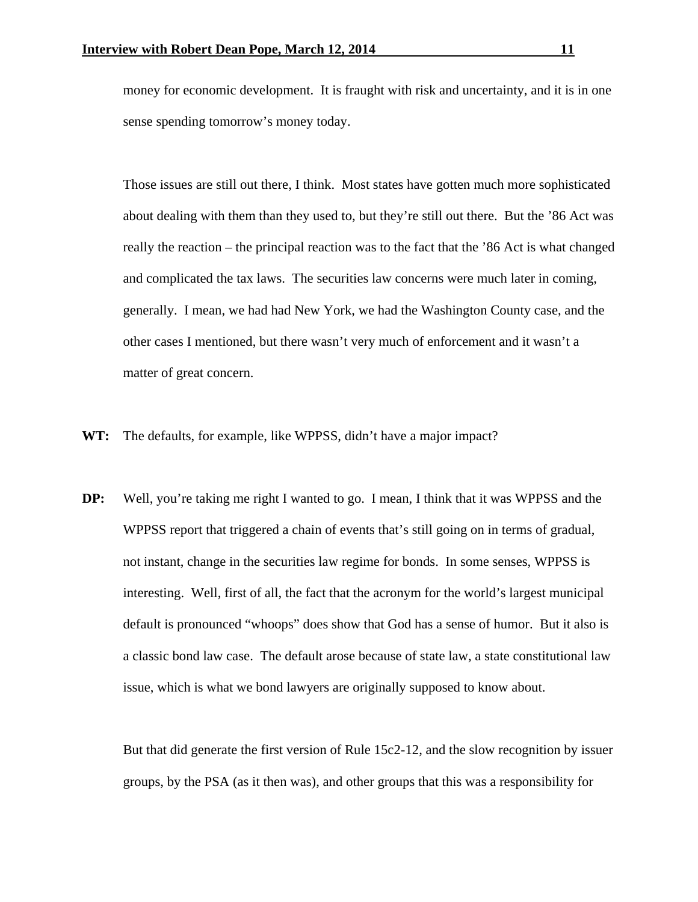money for economic development. It is fraught with risk and uncertainty, and it is in one sense spending tomorrow's money today.

Those issues are still out there, I think. Most states have gotten much more sophisticated about dealing with them than they used to, but they're still out there. But the '86 Act was really the reaction – the principal reaction was to the fact that the '86 Act is what changed and complicated the tax laws. The securities law concerns were much later in coming, generally. I mean, we had had New York, we had the Washington County case, and the other cases I mentioned, but there wasn't very much of enforcement and it wasn't a matter of great concern.

**WT:** The defaults, for example, like WPPSS, didn't have a major impact?

**DP:** Well, you're taking me right I wanted to go. I mean, I think that it was WPPSS and the WPPSS report that triggered a chain of events that's still going on in terms of gradual, not instant, change in the securities law regime for bonds. In some senses, WPPSS is interesting. Well, first of all, the fact that the acronym for the world's largest municipal default is pronounced "whoops" does show that God has a sense of humor. But it also is a classic bond law case. The default arose because of state law, a state constitutional law issue, which is what we bond lawyers are originally supposed to know about.

But that did generate the first version of Rule 15c2-12, and the slow recognition by issuer groups, by the PSA (as it then was), and other groups that this was a responsibility for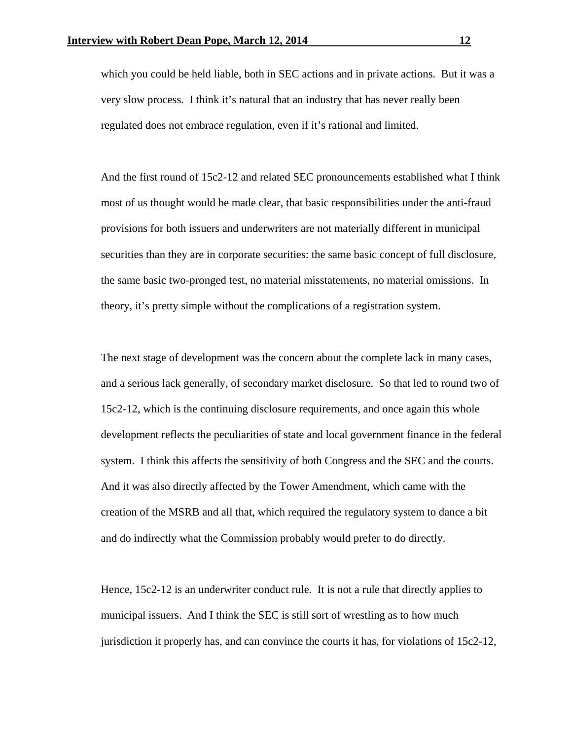which you could be held liable, both in SEC actions and in private actions. But it was a very slow process. I think it's natural that an industry that has never really been regulated does not embrace regulation, even if it's rational and limited.

And the first round of 15c2-12 and related SEC pronouncements established what I think most of us thought would be made clear, that basic responsibilities under the anti-fraud provisions for both issuers and underwriters are not materially different in municipal securities than they are in corporate securities: the same basic concept of full disclosure, the same basic two-pronged test, no material misstatements, no material omissions. In theory, it's pretty simple without the complications of a registration system.

The next stage of development was the concern about the complete lack in many cases, and a serious lack generally, of secondary market disclosure. So that led to round two of 15c2-12, which is the continuing disclosure requirements, and once again this whole development reflects the peculiarities of state and local government finance in the federal system. I think this affects the sensitivity of both Congress and the SEC and the courts. And it was also directly affected by the Tower Amendment, which came with the creation of the MSRB and all that, which required the regulatory system to dance a bit and do indirectly what the Commission probably would prefer to do directly.

Hence, 15c2-12 is an underwriter conduct rule. It is not a rule that directly applies to municipal issuers. And I think the SEC is still sort of wrestling as to how much jurisdiction it properly has, and can convince the courts it has, for violations of 15c2-12,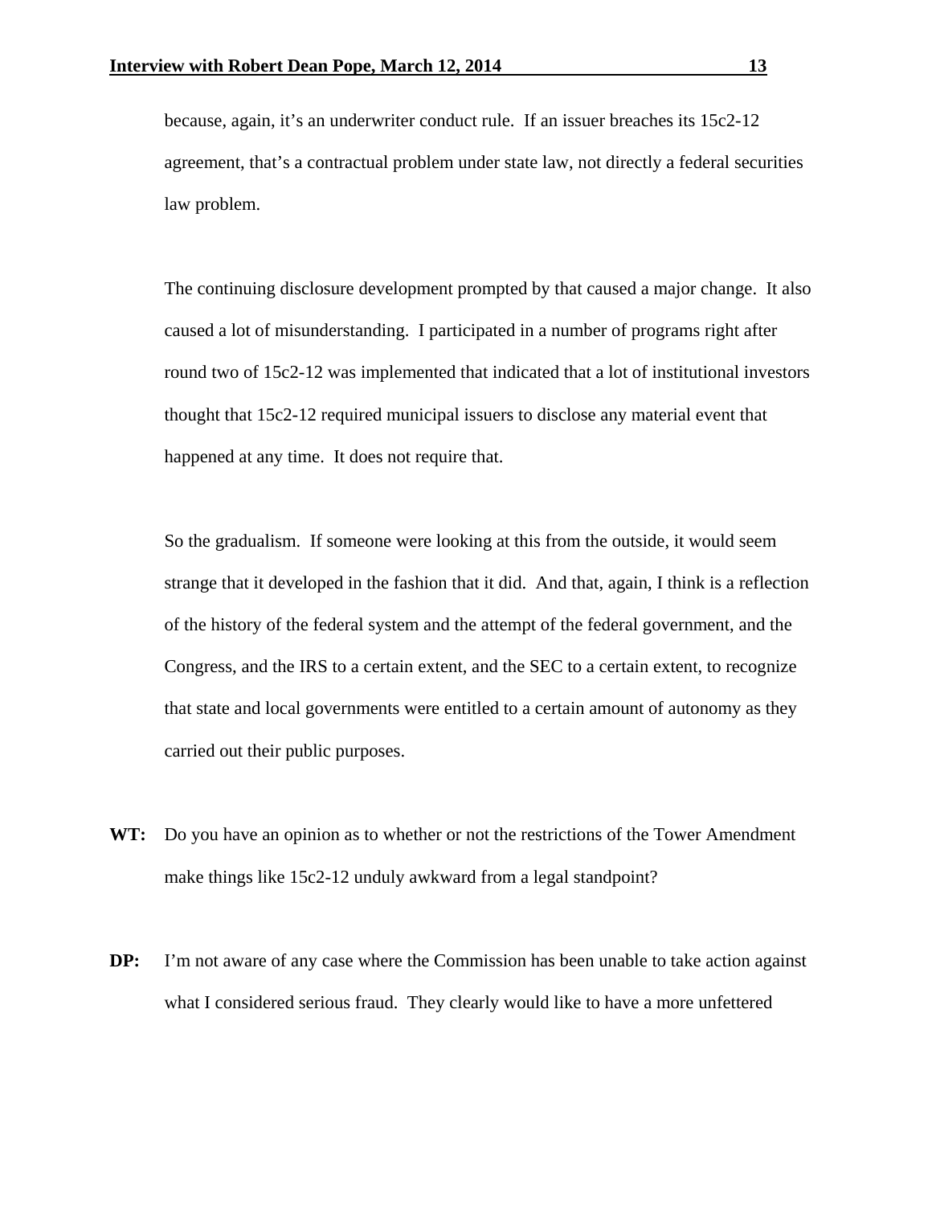because, again, it's an underwriter conduct rule. If an issuer breaches its 15c2-12 agreement, that's a contractual problem under state law, not directly a federal securities law problem.

The continuing disclosure development prompted by that caused a major change. It also caused a lot of misunderstanding. I participated in a number of programs right after round two of 15c2-12 was implemented that indicated that a lot of institutional investors thought that 15c2-12 required municipal issuers to disclose any material event that happened at any time. It does not require that.

So the gradualism. If someone were looking at this from the outside, it would seem strange that it developed in the fashion that it did. And that, again, I think is a reflection of the history of the federal system and the attempt of the federal government, and the Congress, and the IRS to a certain extent, and the SEC to a certain extent, to recognize that state and local governments were entitled to a certain amount of autonomy as they carried out their public purposes.

**WT:** Do you have an opinion as to whether or not the restrictions of the Tower Amendment make things like 15c2-12 unduly awkward from a legal standpoint?

**DP:** I'm not aware of any case where the Commission has been unable to take action against what I considered serious fraud. They clearly would like to have a more unfettered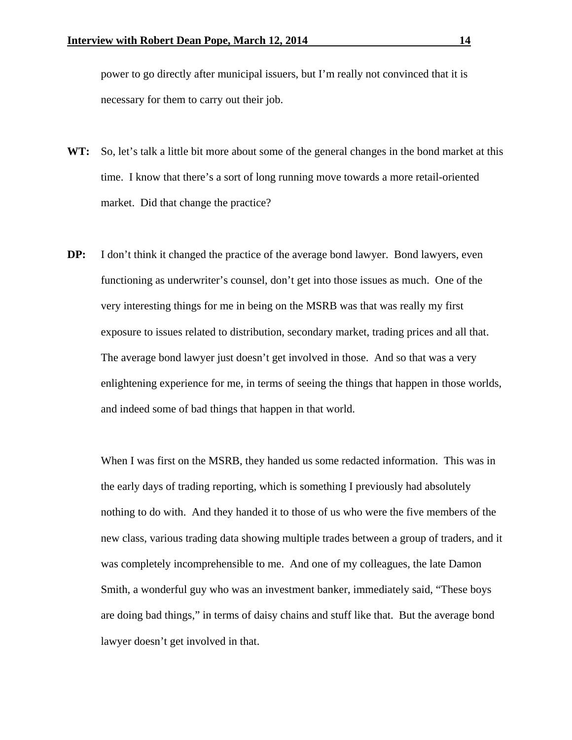power to go directly after municipal issuers, but I'm really not convinced that it is necessary for them to carry out their job.

**WT:** So, let's talk a little bit more about some of the general changes in the bond market at this time. I know that there's a sort of long running move towards a more retail-oriented market. Did that change the practice?

**DP:** I don't think it changed the practice of the average bond lawyer. Bond lawyers, even functioning as underwriter's counsel, don't get into those issues as much. One of the very interesting things for me in being on the MSRB was that was really my first exposure to issues related to distribution, secondary market, trading prices and all that. The average bond lawyer just doesn't get involved in those. And so that was a very enlightening experience for me, in terms of seeing the things that happen in those worlds, and indeed some of bad things that happen in that world.

When I was first on the MSRB, they handed us some redacted information. This was in the early days of trading reporting, which is something I previously had absolutely nothing to do with. And they handed it to those of us who were the five members of the new class, various trading data showing multiple trades between a group of traders, and it was completely incomprehensible to me. And one of my colleagues, the late Damon Smith, a wonderful guy who was an investment banker, immediately said, "These boys are doing bad things," in terms of daisy chains and stuff like that. But the average bond lawyer doesn't get involved in that.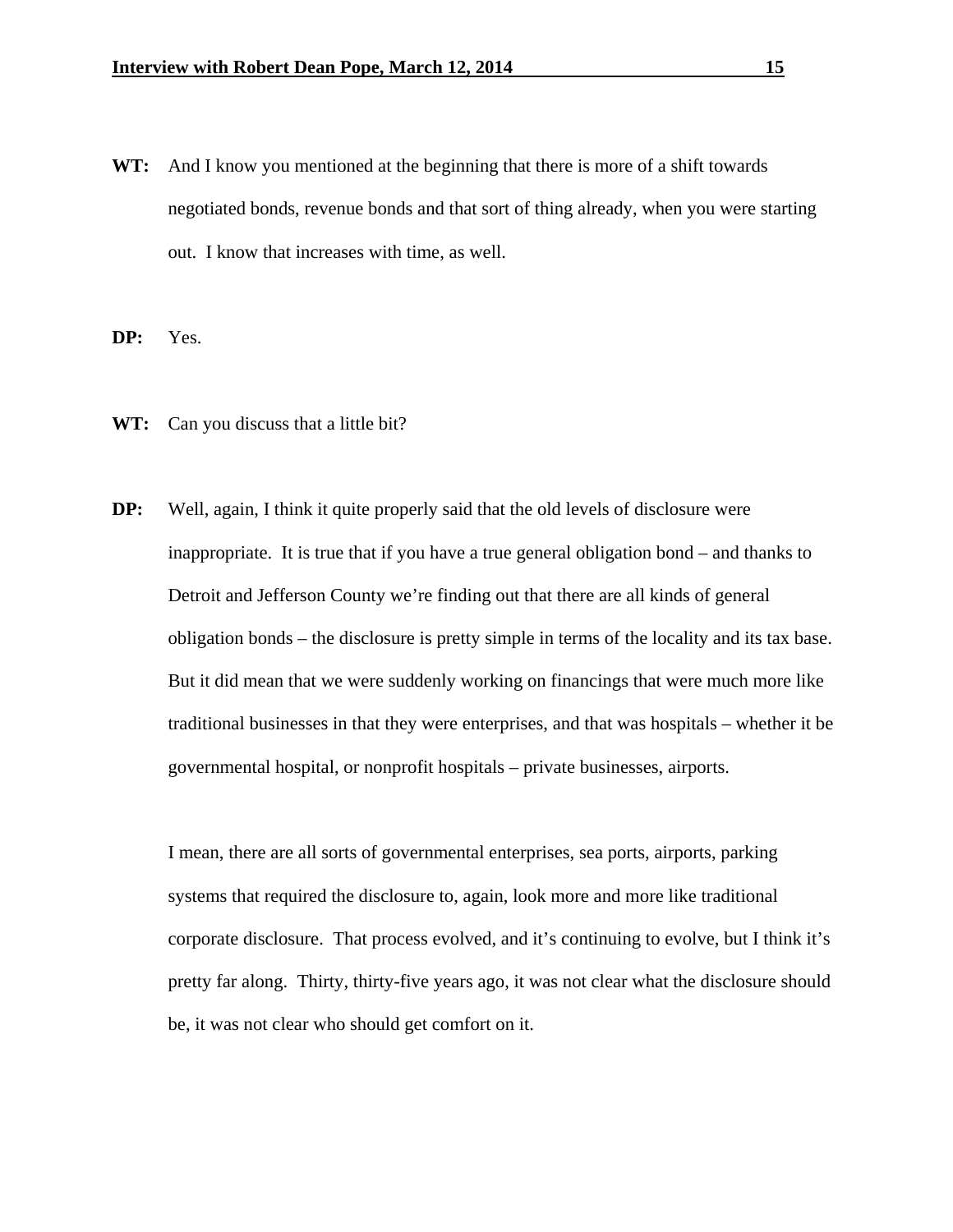**WT:** And I know you mentioned at the beginning that there is more of a shift towards negotiated bonds, revenue bonds and that sort of thing already, when you were starting out. I know that increases with time, as well.

**DP:** Yes.

**WT:** Can you discuss that a little bit?

**DP:** Well, again, I think it quite properly said that the old levels of disclosure were inappropriate. It is true that if you have a true general obligation bond – and thanks to Detroit and Jefferson County we're finding out that there are all kinds of general obligation bonds – the disclosure is pretty simple in terms of the locality and its tax base. But it did mean that we were suddenly working on financings that were much more like traditional businesses in that they were enterprises, and that was hospitals – whether it be governmental hospital, or nonprofit hospitals – private businesses, airports.

I mean, there are all sorts of governmental enterprises, sea ports, airports, parking systems that required the disclosure to, again, look more and more like traditional corporate disclosure. That process evolved, and it's continuing to evolve, but I think it's pretty far along. Thirty, thirty-five years ago, it was not clear what the disclosure should be, it was not clear who should get comfort on it.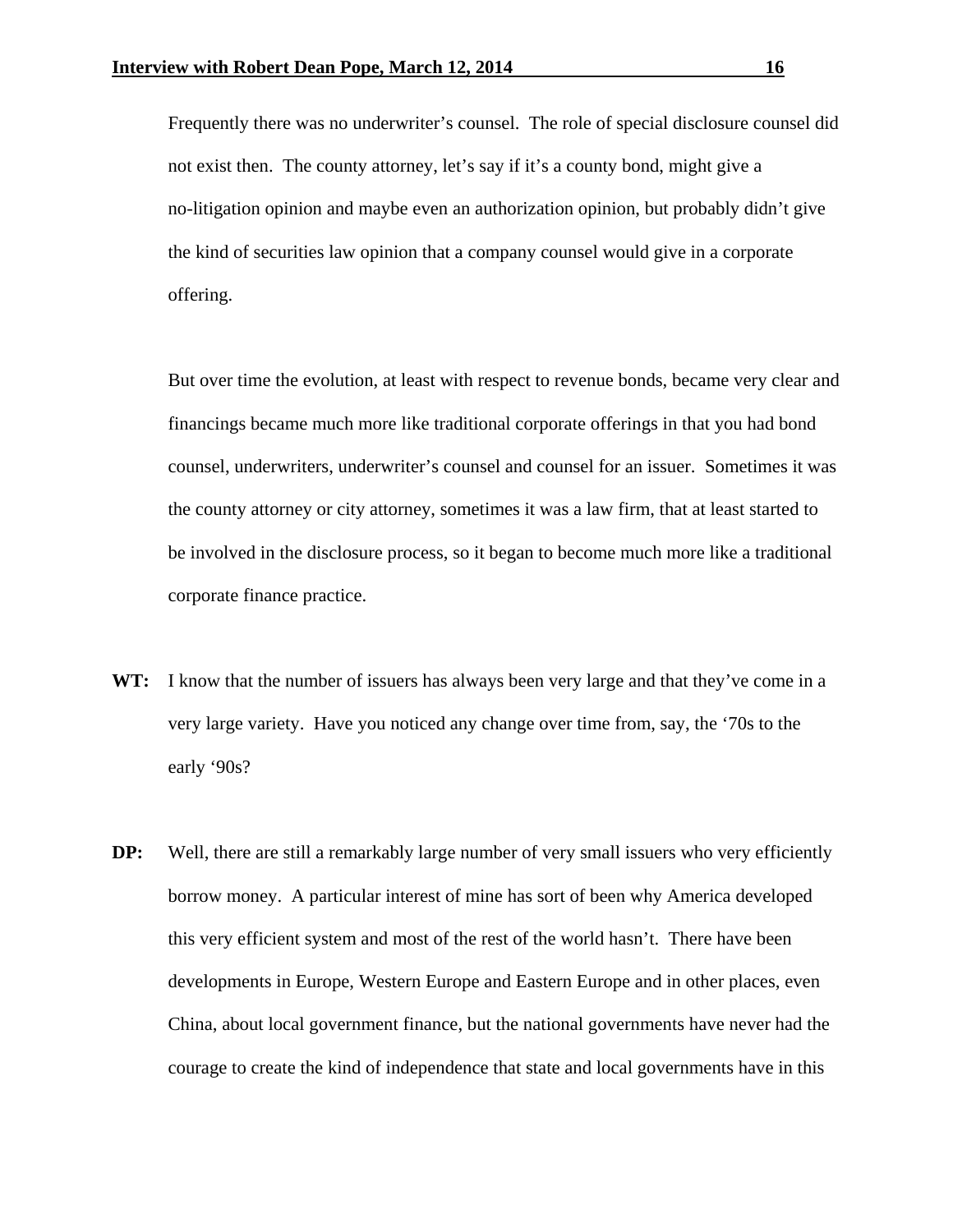Frequently there was no underwriter's counsel. The role of special disclosure counsel did not exist then. The county attorney, let's say if it's a county bond, might give a no-litigation opinion and maybe even an authorization opinion, but probably didn't give the kind of securities law opinion that a company counsel would give in a corporate offering.

But over time the evolution, at least with respect to revenue bonds, became very clear and financings became much more like traditional corporate offerings in that you had bond counsel, underwriters, underwriter's counsel and counsel for an issuer. Sometimes it was the county attorney or city attorney, sometimes it was a law firm, that at least started to be involved in the disclosure process, so it began to become much more like a traditional corporate finance practice.

**WT:** I know that the number of issuers has always been very large and that they've come in a very large variety. Have you noticed any change over time from, say, the '70s to the early '90s?

**DP:** Well, there are still a remarkably large number of very small issuers who very efficiently borrow money. A particular interest of mine has sort of been why America developed this very efficient system and most of the rest of the world hasn't. There have been developments in Europe, Western Europe and Eastern Europe and in other places, even China, about local government finance, but the national governments have never had the courage to create the kind of independence that state and local governments have in this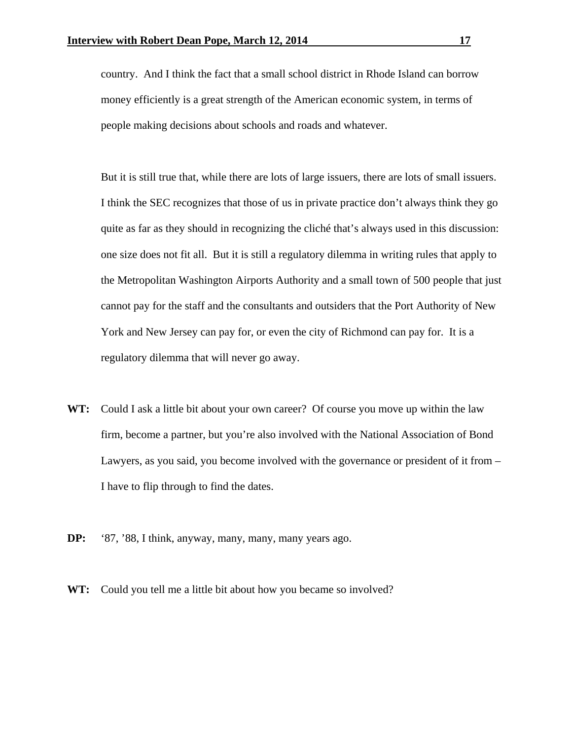country. And I think the fact that a small school district in Rhode Island can borrow money efficiently is a great strength of the American economic system, in terms of people making decisions about schools and roads and whatever.

But it is still true that, while there are lots of large issuers, there are lots of small issuers. I think the SEC recognizes that those of us in private practice don't always think they go quite as far as they should in recognizing the cliché that's always used in this discussion: one size does not fit all. But it is still a regulatory dilemma in writing rules that apply to the Metropolitan Washington Airports Authority and a small town of 500 people that just cannot pay for the staff and the consultants and outsiders that the Port Authority of New York and New Jersey can pay for, or even the city of Richmond can pay for. It is a regulatory dilemma that will never go away.

**WT:** Could I ask a little bit about your own career? Of course you move up within the law firm, become a partner, but you're also involved with the National Association of Bond Lawyers, as you said, you become involved with the governance or president of it from – I have to flip through to find the dates.

**DP:** '87, '88, I think, anyway, many, many, many years ago.

**WT:** Could you tell me a little bit about how you became so involved?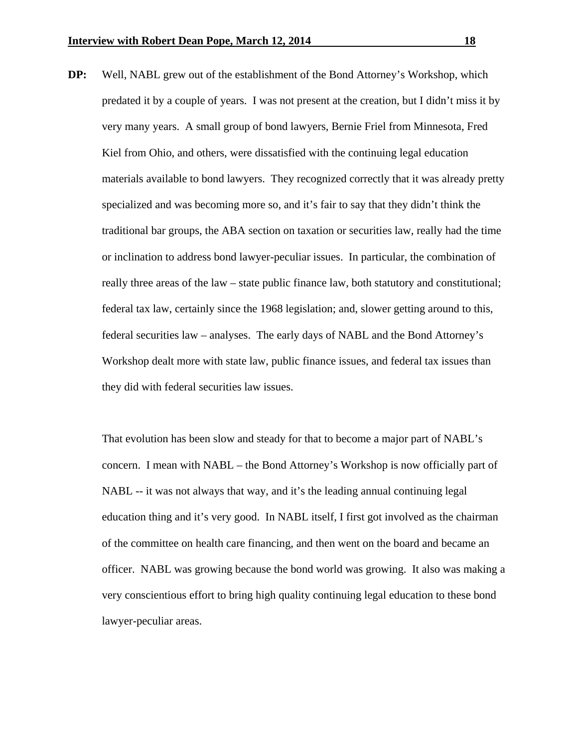**DP:** Well, NABL grew out of the establishment of the Bond Attorney's Workshop, which predated it by a couple of years. I was not present at the creation, but I didn't miss it by very many years. A small group of bond lawyers, Bernie Friel from Minnesota, Fred Kiel from Ohio, and others, were dissatisfied with the continuing legal education materials available to bond lawyers. They recognized correctly that it was already pretty specialized and was becoming more so, and it's fair to say that they didn't think the traditional bar groups, the ABA section on taxation or securities law, really had the time or inclination to address bond lawyer-peculiar issues. In particular, the combination of really three areas of the law – state public finance law, both statutory and constitutional; federal tax law, certainly since the 1968 legislation; and, slower getting around to this, federal securities law – analyses. The early days of NABL and the Bond Attorney's Workshop dealt more with state law, public finance issues, and federal tax issues than they did with federal securities law issues.

That evolution has been slow and steady for that to become a major part of NABL's concern. I mean with NABL – the Bond Attorney's Workshop is now officially part of NABL -- it was not always that way, and it's the leading annual continuing legal education thing and it's very good. In NABL itself, I first got involved as the chairman of the committee on health care financing, and then went on the board and became an officer. NABL was growing because the bond world was growing. It also was making a very conscientious effort to bring high quality continuing legal education to these bond lawyer-peculiar areas.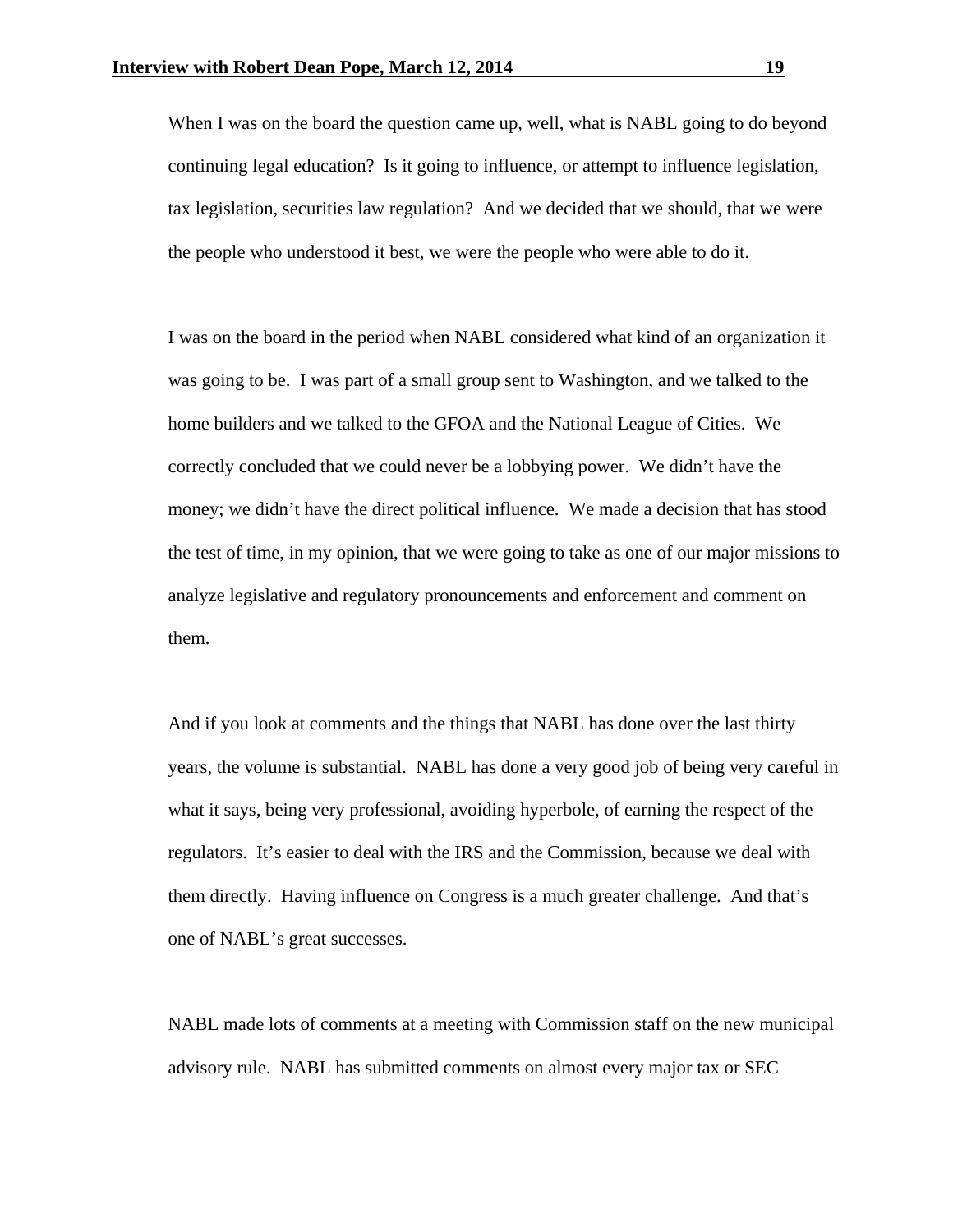When I was on the board the question came up, well, what is NABL going to do beyond continuing legal education? Is it going to influence, or attempt to influence legislation, tax legislation, securities law regulation? And we decided that we should, that we were the people who understood it best, we were the people who were able to do it.

I was on the board in the period when NABL considered what kind of an organization it was going to be. I was part of a small group sent to Washington, and we talked to the home builders and we talked to the GFOA and the National League of Cities. We correctly concluded that we could never be a lobbying power. We didn't have the money; we didn't have the direct political influence. We made a decision that has stood the test of time, in my opinion, that we were going to take as one of our major missions to analyze legislative and regulatory pronouncements and enforcement and comment on them.

And if you look at comments and the things that NABL has done over the last thirty years, the volume is substantial. NABL has done a very good job of being very careful in what it says, being very professional, avoiding hyperbole, of earning the respect of the regulators. It's easier to deal with the IRS and the Commission, because we deal with them directly. Having influence on Congress is a much greater challenge. And that's one of NABL's great successes.

NABL made lots of comments at a meeting with Commission staff on the new municipal advisory rule. NABL has submitted comments on almost every major tax or SEC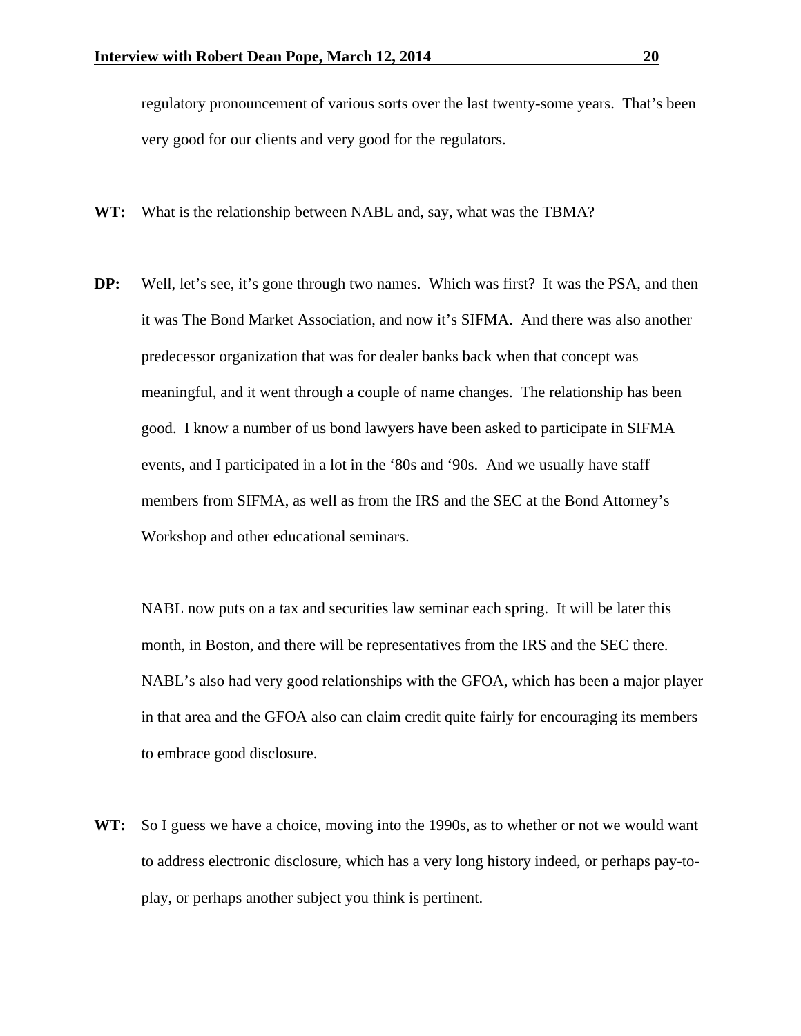regulatory pronouncement of various sorts over the last twenty-some years. That's been very good for our clients and very good for the regulators.

**WT:** What is the relationship between NABL and, say, what was the TBMA?

**DP:** Well, let's see, it's gone through two names. Which was first? It was the PSA, and then it was The Bond Market Association, and now it's SIFMA. And there was also another predecessor organization that was for dealer banks back when that concept was meaningful, and it went through a couple of name changes. The relationship has been good. I know a number of us bond lawyers have been asked to participate in SIFMA events, and I participated in a lot in the '80s and '90s. And we usually have staff members from SIFMA, as well as from the IRS and the SEC at the Bond Attorney's Workshop and other educational seminars.

NABL now puts on a tax and securities law seminar each spring. It will be later this month, in Boston, and there will be representatives from the IRS and the SEC there. NABL's also had very good relationships with the GFOA, which has been a major player in that area and the GFOA also can claim credit quite fairly for encouraging its members to embrace good disclosure.

**WT:** So I guess we have a choice, moving into the 1990s, as to whether or not we would want to address electronic disclosure, which has a very long history indeed, or perhaps pay-to-play, or perhaps another subject you think is pertinent.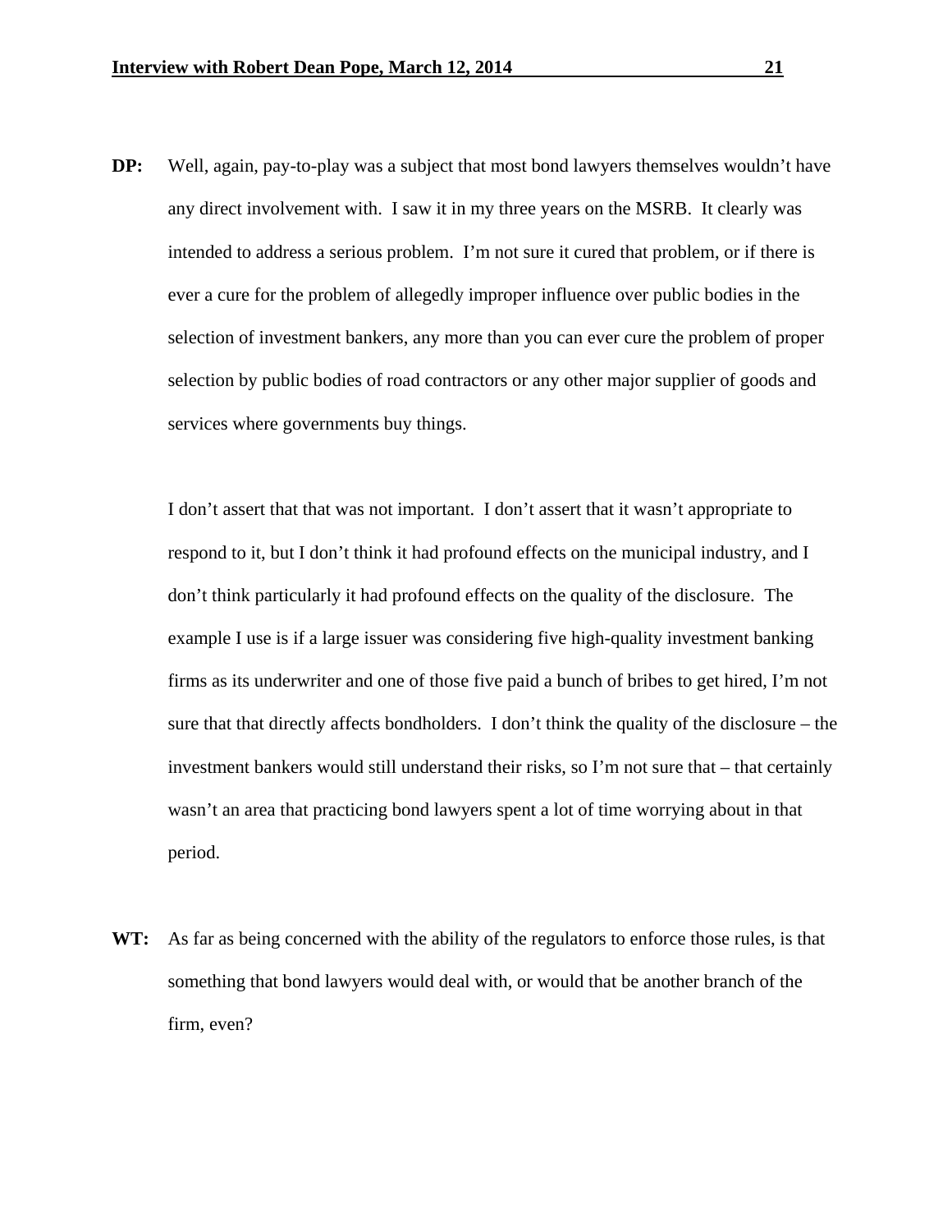**DP:** Well, again, pay-to-play was a subject that most bond lawyers themselves wouldn't have any direct involvement with. I saw it in my three years on the MSRB. It clearly was intended to address a serious problem. I'm not sure it cured that problem, or if there is ever a cure for the problem of allegedly improper influence over public bodies in the selection of investment bankers, any more than you can ever cure the problem of proper selection by public bodies of road contractors or any other major supplier of goods and services where governments buy things.

I don't assert that that was not important. I don't assert that it wasn't appropriate to respond to it, but I don't think it had profound effects on the municipal industry, and I don't think particularly it had profound effects on the quality of the disclosure. The example I use is if a large issuer was considering five high-quality investment banking firms as its underwriter and one of those five paid a bunch of bribes to get hired, I'm not sure that that directly affects bondholders. I don't think the quality of the disclosure – the investment bankers would still understand their risks, so I'm not sure that – that certainly wasn't an area that practicing bond lawyers spent a lot of time worrying about in that period.

**WT:** As far as being concerned with the ability of the regulators to enforce those rules, is that something that bond lawyers would deal with, or would that be another branch of the firm, even?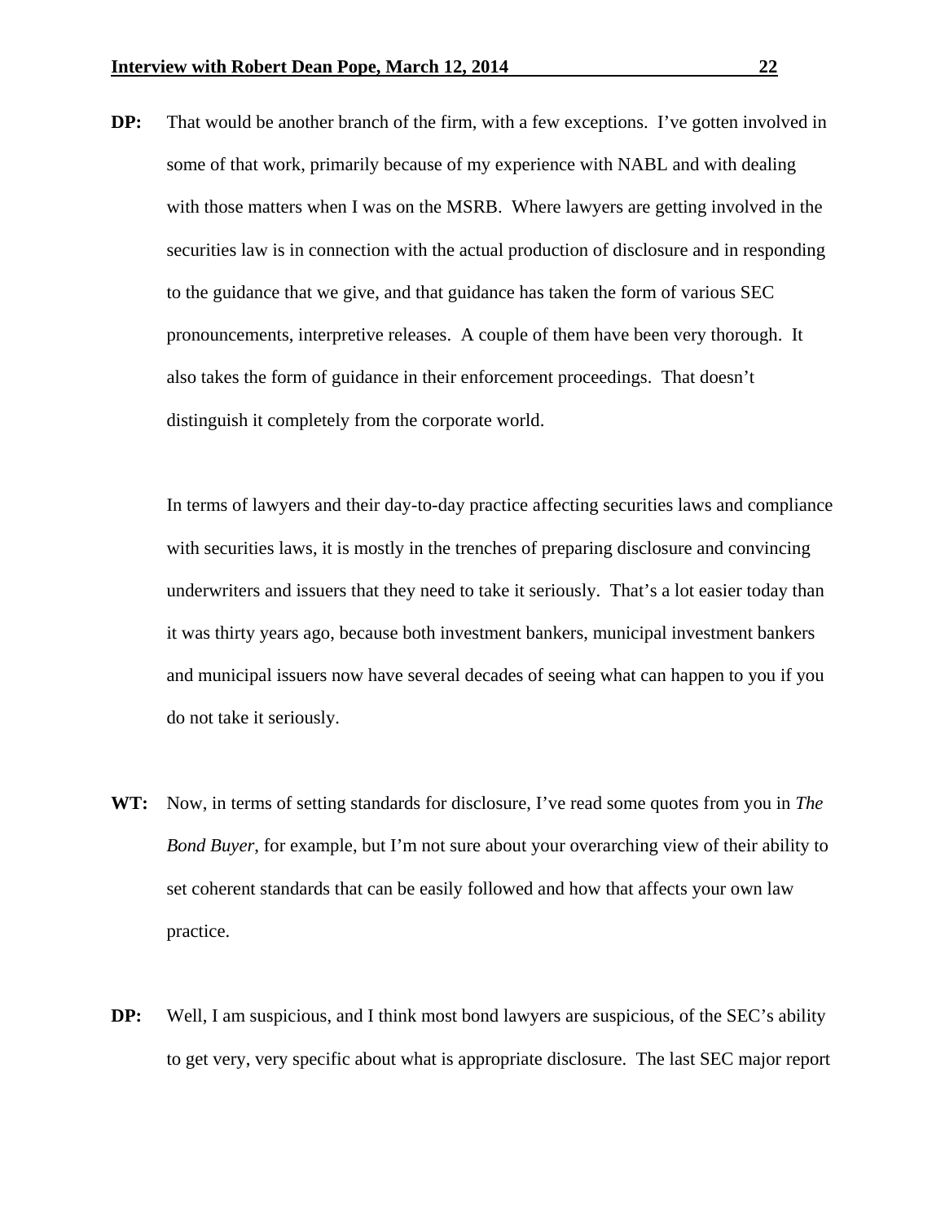**DP:** That would be another branch of the firm, with a few exceptions. I've gotten involved in some of that work, primarily because of my experience with NABL and with dealing with those matters when I was on the MSRB. Where lawyers are getting involved in the securities law is in connection with the actual production of disclosure and in responding to the guidance that we give, and that guidance has taken the form of various SEC pronouncements, interpretive releases. A couple of them have been very thorough. It also takes the form of guidance in their enforcement proceedings. That doesn't distinguish it completely from the corporate world.

In terms of lawyers and their day-to-day practice affecting securities laws and compliance with securities laws, it is mostly in the trenches of preparing disclosure and convincing underwriters and issuers that they need to take it seriously. That's a lot easier today than it was thirty years ago, because both investment bankers, municipal investment bankers and municipal issuers now have several decades of seeing what can happen to you if you do not take it seriously.

**WT:** Now, in terms of setting standards for disclosure, I've read some quotes from you in *The Bond Buyer*, for example, but I'm not sure about your overarching view of their ability to set coherent standards that can be easily followed and how that affects your own law practice.

**DP:** Well, I am suspicious, and I think most bond lawyers are suspicious, of the SEC's ability to get very, very specific about what is appropriate disclosure. The last SEC major report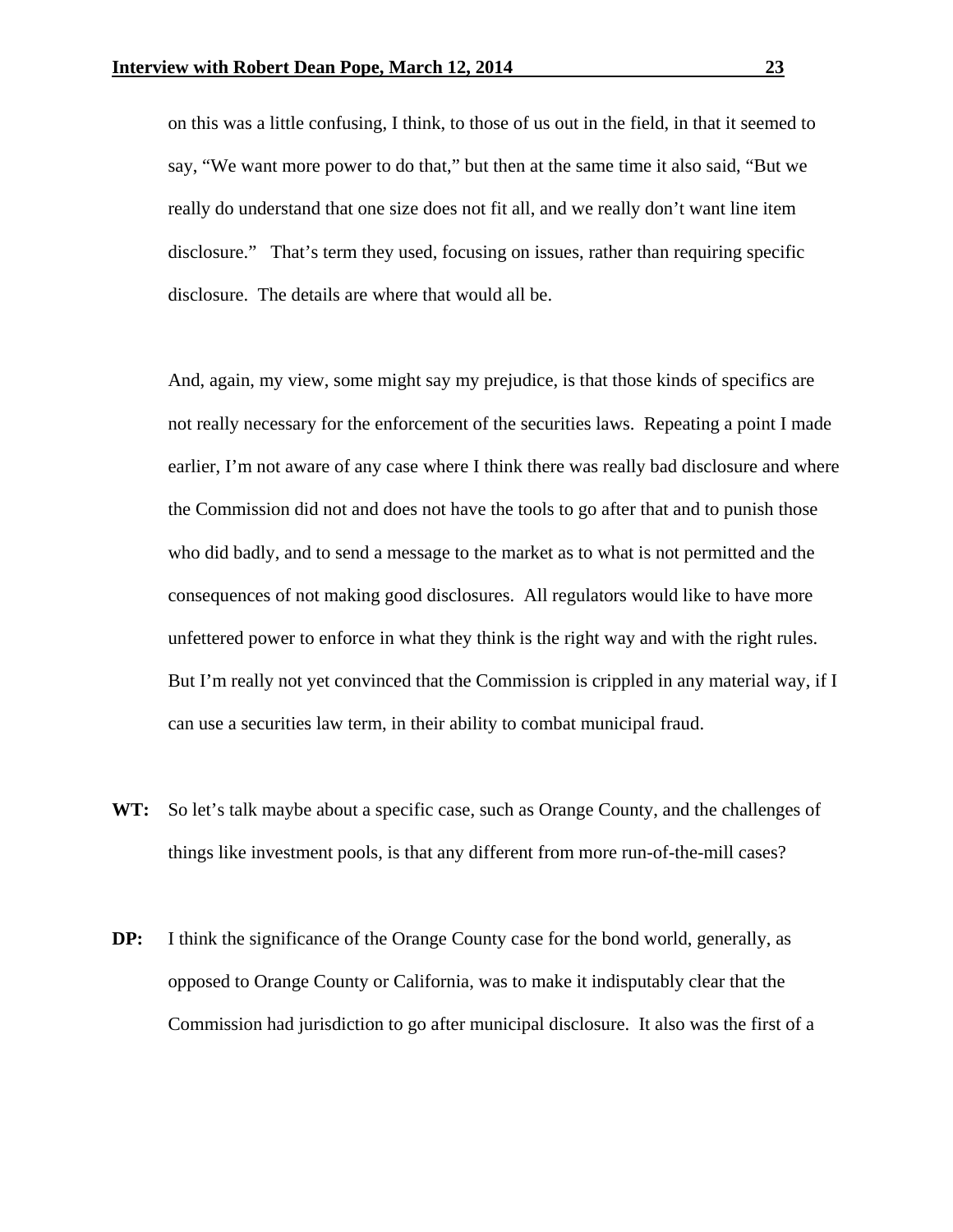on this was a little confusing, I think, to those of us out in the field, in that it seemed to say, "We want more power to do that," but then at the same time it also said, "But we really do understand that one size does not fit all, and we really don't want line item disclosure." That's term they used, focusing on issues, rather than requiring specific disclosure. The details are where that would all be.

And, again, my view, some might say my prejudice, is that those kinds of specifics are not really necessary for the enforcement of the securities laws. Repeating a point I made earlier, I'm not aware of any case where I think there was really bad disclosure and where the Commission did not and does not have the tools to go after that and to punish those who did badly, and to send a message to the market as to what is not permitted and the consequences of not making good disclosures. All regulators would like to have more unfettered power to enforce in what they think is the right way and with the right rules. But I'm really not yet convinced that the Commission is crippled in any material way, if I can use a securities law term, in their ability to combat municipal fraud.

**WT:** So let's talk maybe about a specific case, such as Orange County, and the challenges of things like investment pools, is that any different from more run-of-the-mill cases?

**DP:** I think the significance of the Orange County case for the bond world, generally, as opposed to Orange County or California, was to make it indisputably clear that the Commission had jurisdiction to go after municipal disclosure. It also was the first of a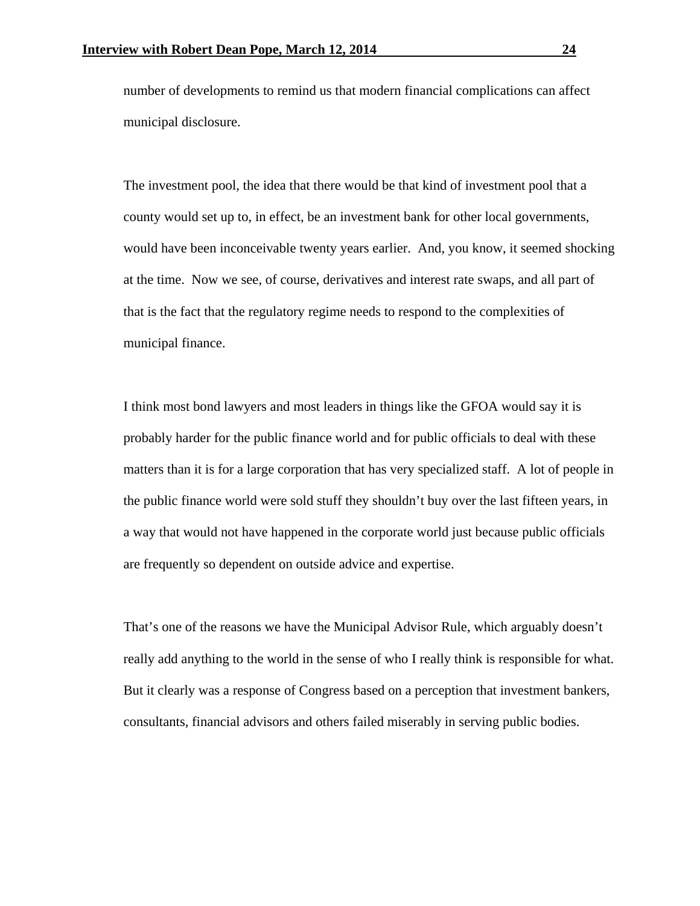number of developments to remind us that modern financial complications can affect municipal disclosure.

The investment pool, the idea that there would be that kind of investment pool that a county would set up to, in effect, be an investment bank for other local governments, would have been inconceivable twenty years earlier. And, you know, it seemed shocking at the time. Now we see, of course, derivatives and interest rate swaps, and all part of that is the fact that the regulatory regime needs to respond to the complexities of municipal finance.

I think most bond lawyers and most leaders in things like the GFOA would say it is probably harder for the public finance world and for public officials to deal with these matters than it is for a large corporation that has very specialized staff. A lot of people in the public finance world were sold stuff they shouldn't buy over the last fifteen years, in a way that would not have happened in the corporate world just because public officials are frequently so dependent on outside advice and expertise.

That's one of the reasons we have the Municipal Advisor Rule, which arguably doesn't really add anything to the world in the sense of who I really think is responsible for what. But it clearly was a response of Congress based on a perception that investment bankers, consultants, financial advisors and others failed miserably in serving public bodies.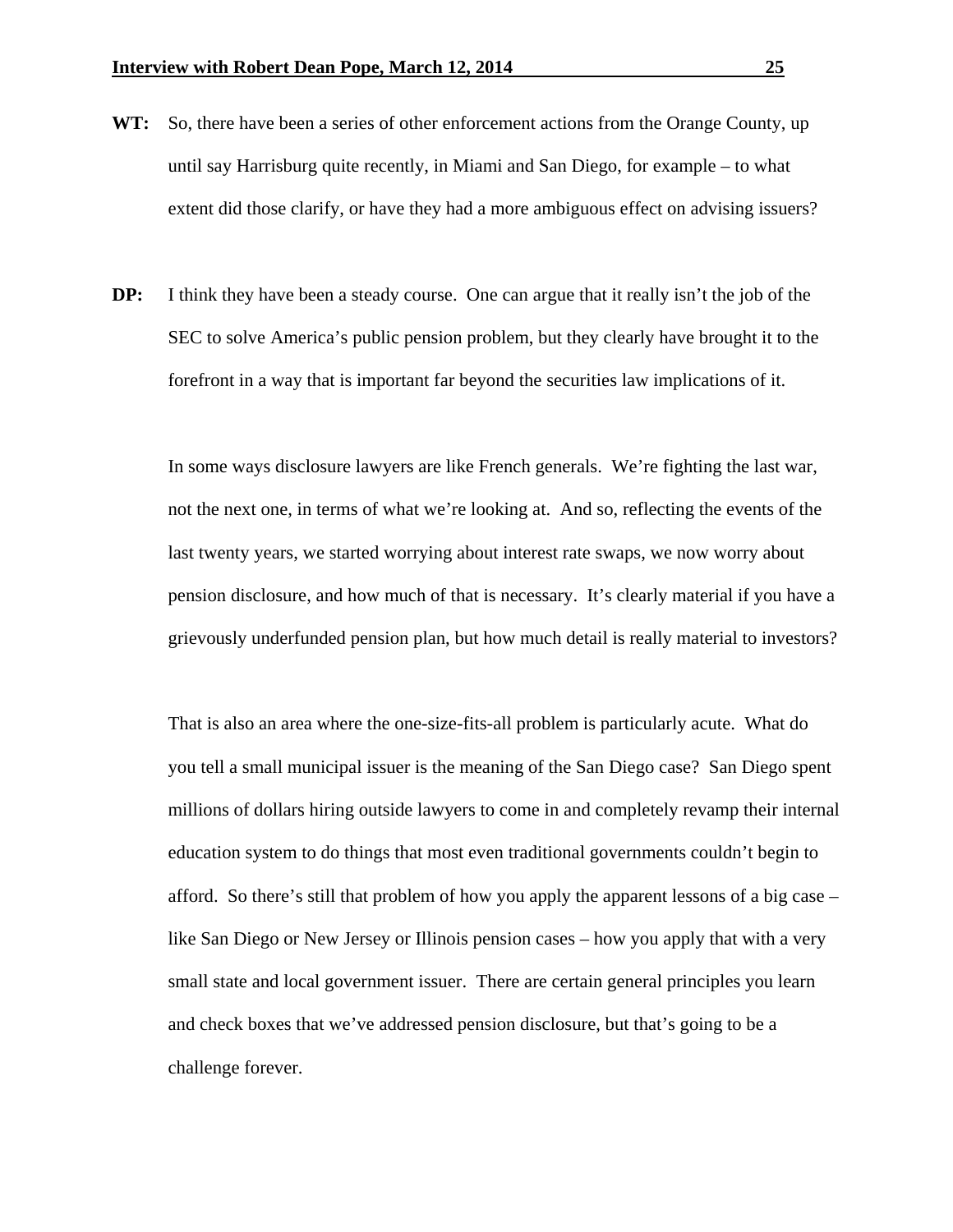**WT:** So, there have been a series of other enforcement actions from the Orange County, up until say Harrisburg quite recently, in Miami and San Diego, for example – to what extent did those clarify, or have they had a more ambiguous effect on advising issuers?

**DP:** I think they have been a steady course. One can argue that it really isn't the job of the SEC to solve America's public pension problem, but they clearly have brought it to the forefront in a way that is important far beyond the securities law implications of it.

In some ways disclosure lawyers are like French generals. We're fighting the last war, not the next one, in terms of what we're looking at. And so, reflecting the events of the last twenty years, we started worrying about interest rate swaps, we now worry about pension disclosure, and how much of that is necessary. It's clearly material if you have a grievously underfunded pension plan, but how much detail is really material to investors?

That is also an area where the one-size-fits-all problem is particularly acute. What do you tell a small municipal issuer is the meaning of the San Diego case? San Diego spent millions of dollars hiring outside lawyers to come in and completely revamp their internal education system to do things that most even traditional governments couldn't begin to afford. So there's still that problem of how you apply the apparent lessons of a big case – like San Diego or New Jersey or Illinois pension cases – how you apply that with a very small state and local government issuer. There are certain general principles you learn and check boxes that we've addressed pension disclosure, but that's going to be a challenge forever.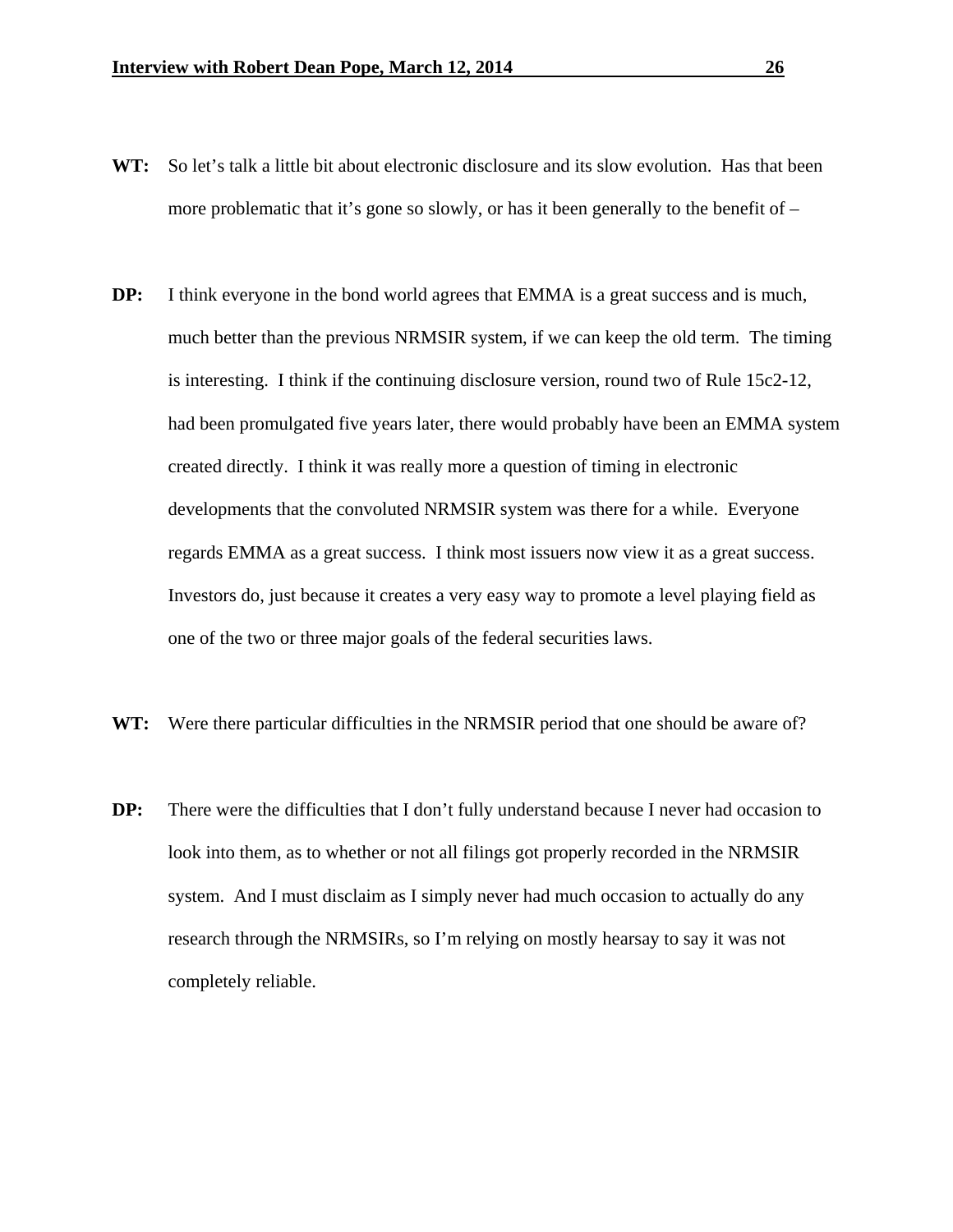**WT:** So let's talk a little bit about electronic disclosure and its slow evolution. Has that been more problematic that it's gone so slowly, or has it been generally to the benefit of –

**DP:** I think everyone in the bond world agrees that EMMA is a great success and is much, much better than the previous NRMSIR system, if we can keep the old term. The timing is interesting. I think if the continuing disclosure version, round two of Rule 15c2-12, had been promulgated five years later, there would probably have been an EMMA system created directly. I think it was really more a question of timing in electronic developments that the convoluted NRMSIR system was there for a while. Everyone regards EMMA as a great success. I think most issuers now view it as a great success. Investors do, just because it creates a very easy way to promote a level playing field as one of the two or three major goals of the federal securities laws.

**WT:** Were there particular difficulties in the NRMSIR period that one should be aware of?

**DP:** There were the difficulties that I don't fully understand because I never had occasion to look into them, as to whether or not all filings got properly recorded in the NRMSIR system. And I must disclaim as I simply never had much occasion to actually do any research through the NRMSIRs, so I'm relying on mostly hearsay to say it was not completely reliable.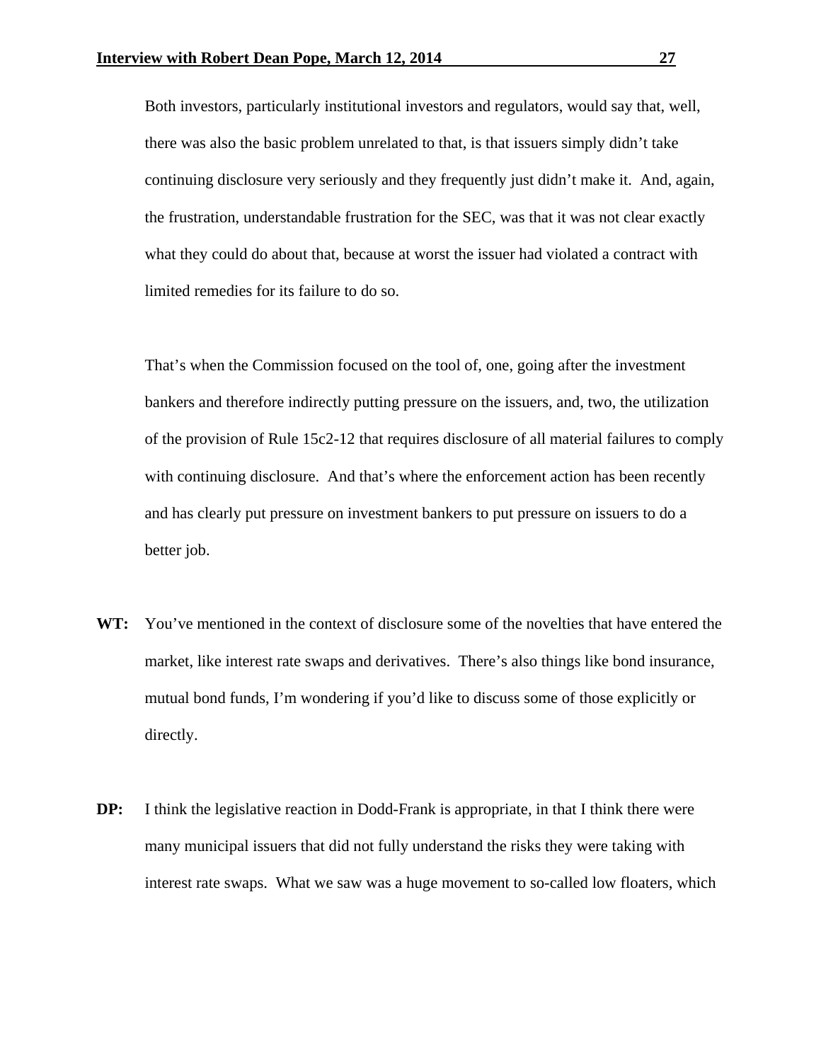Both investors, particularly institutional investors and regulators, would say that, well, there was also the basic problem unrelated to that, is that issuers simply didn't take continuing disclosure very seriously and they frequently just didn't make it. And, again, the frustration, understandable frustration for the SEC, was that it was not clear exactly what they could do about that, because at worst the issuer had violated a contract with limited remedies for its failure to do so.

That's when the Commission focused on the tool of, one, going after the investment bankers and therefore indirectly putting pressure on the issuers, and, two, the utilization of the provision of Rule 15c2-12 that requires disclosure of all material failures to comply with continuing disclosure. And that's where the enforcement action has been recently and has clearly put pressure on investment bankers to put pressure on issuers to do a better job.

**WT:** You've mentioned in the context of disclosure some of the novelties that have entered the market, like interest rate swaps and derivatives. There's also things like bond insurance, mutual bond funds, I'm wondering if you'd like to discuss some of those explicitly or directly.

**DP:** I think the legislative reaction in Dodd-Frank is appropriate, in that I think there were many municipal issuers that did not fully understand the risks they were taking with interest rate swaps. What we saw was a huge movement to so-called low floaters, which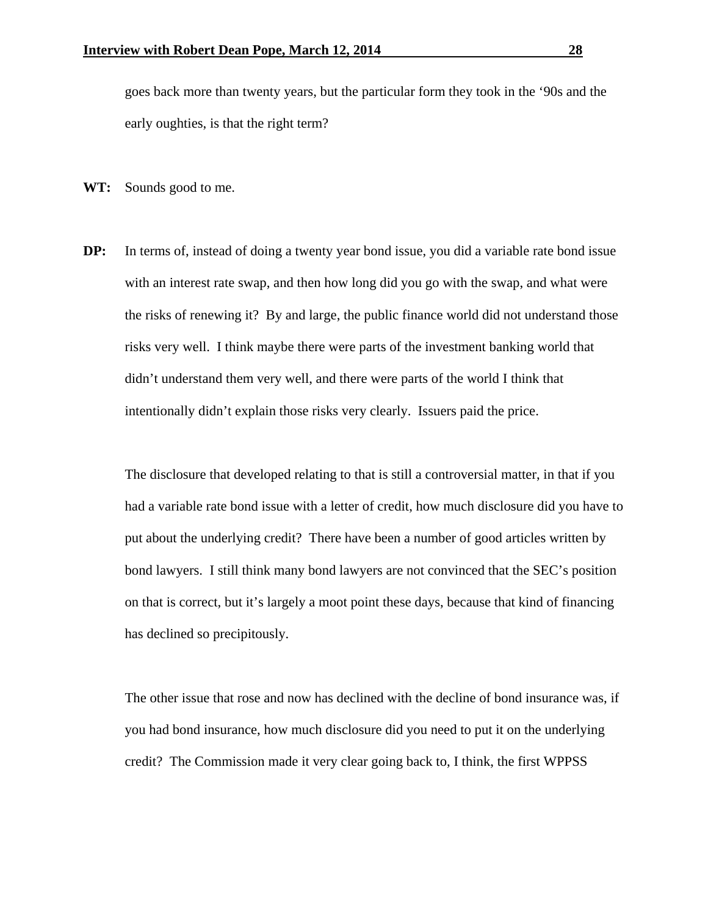goes back more than twenty years, but the particular form they took in the '90s and the early oughties, is that the right term?

**WT:** Sounds good to me.

**DP:** In terms of, instead of doing a twenty year bond issue, you did a variable rate bond issue with an interest rate swap, and then how long did you go with the swap, and what were the risks of renewing it? By and large, the public finance world did not understand those risks very well. I think maybe there were parts of the investment banking world that didn't understand them very well, and there were parts of the world I think that intentionally didn't explain those risks very clearly. Issuers paid the price.

The disclosure that developed relating to that is still a controversial matter, in that if you had a variable rate bond issue with a letter of credit, how much disclosure did you have to put about the underlying credit? There have been a number of good articles written by bond lawyers. I still think many bond lawyers are not convinced that the SEC's position on that is correct, but it's largely a moot point these days, because that kind of financing has declined so precipitously.

The other issue that rose and now has declined with the decline of bond insurance was, if you had bond insurance, how much disclosure did you need to put it on the underlying credit? The Commission made it very clear going back to, I think, the first WPPSS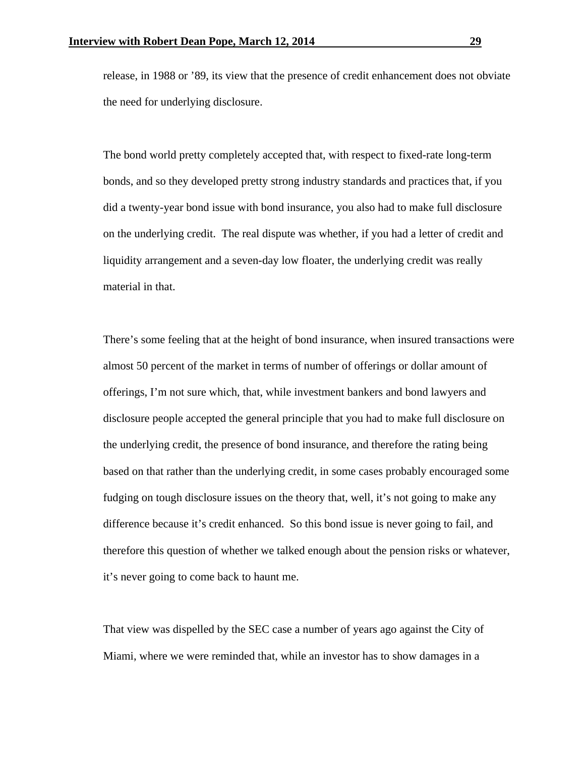release, in 1988 or '89, its view that the presence of credit enhancement does not obviate the need for underlying disclosure.

The bond world pretty completely accepted that, with respect to fixed-rate long-term bonds, and so they developed pretty strong industry standards and practices that, if you did a twenty-year bond issue with bond insurance, you also had to make full disclosure on the underlying credit. The real dispute was whether, if you had a letter of credit and liquidity arrangement and a seven-day low floater, the underlying credit was really material in that.

There's some feeling that at the height of bond insurance, when insured transactions were almost 50 percent of the market in terms of number of offerings or dollar amount of offerings, I'm not sure which, that, while investment bankers and bond lawyers and disclosure people accepted the general principle that you had to make full disclosure on the underlying credit, the presence of bond insurance, and therefore the rating being based on that rather than the underlying credit, in some cases probably encouraged some fudging on tough disclosure issues on the theory that, well, it's not going to make any difference because it's credit enhanced. So this bond issue is never going to fail, and therefore this question of whether we talked enough about the pension risks or whatever, it's never going to come back to haunt me.

That view was dispelled by the SEC case a number of years ago against the City of Miami, where we were reminded that, while an investor has to show damages in a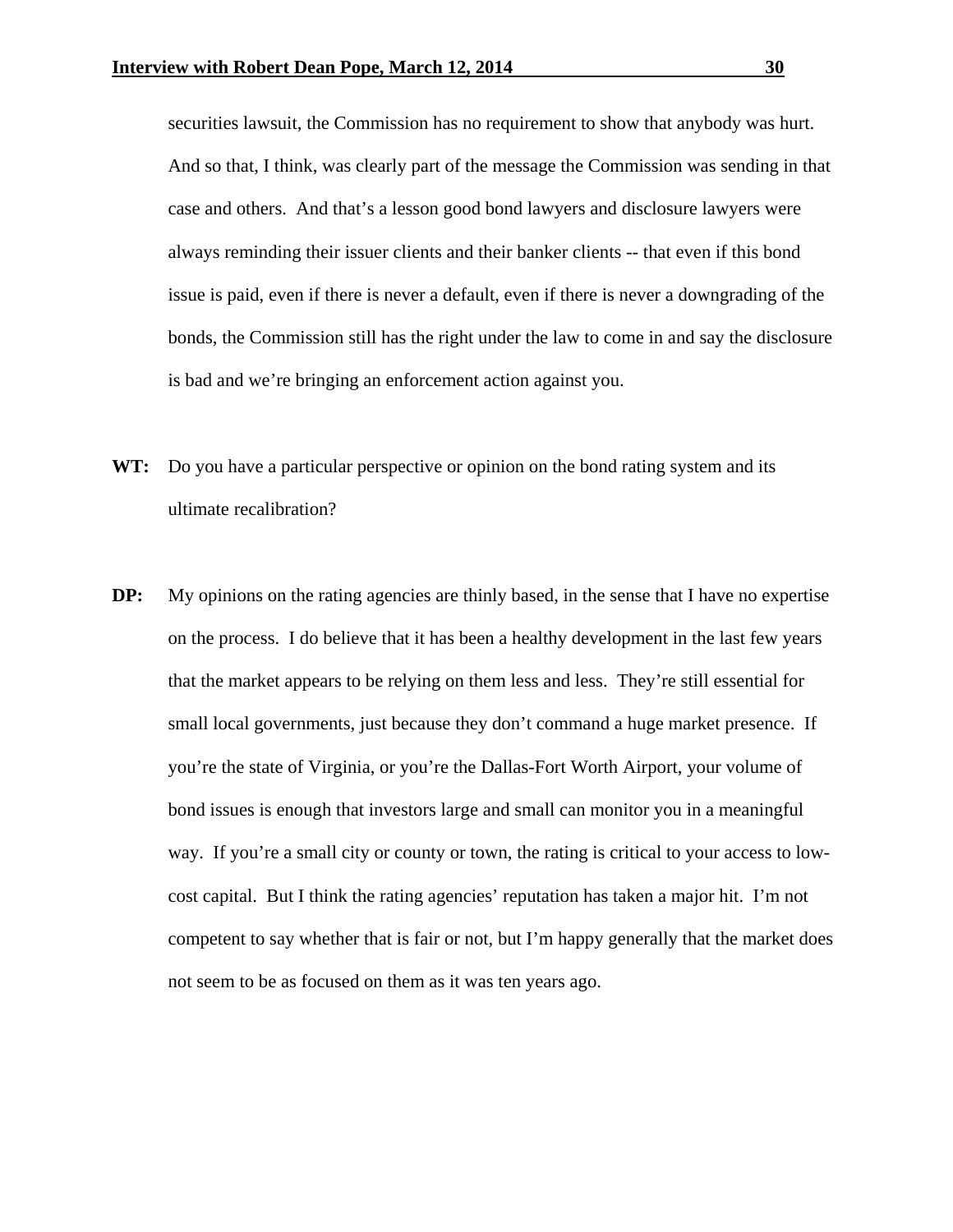securities lawsuit, the Commission has no requirement to show that anybody was hurt. And so that, I think, was clearly part of the message the Commission was sending in that case and others. And that's a lesson good bond lawyers and disclosure lawyers were always reminding their issuer clients and their banker clients -- that even if this bond issue is paid, even if there is never a default, even if there is never a downgrading of the bonds, the Commission still has the right under the law to come in and say the disclosure is bad and we're bringing an enforcement action against you.

**WT:** Do you have a particular perspective or opinion on the bond rating system and its ultimate recalibration?

**DP:** My opinions on the rating agencies are thinly based, in the sense that I have no expertise on the process. I do believe that it has been a healthy development in the last few years that the market appears to be relying on them less and less. They're still essential for small local governments, just because they don't command a huge market presence. If you're the state of Virginia, or you're the Dallas-Fort Worth Airport, your volume of bond issues is enough that investors large and small can monitor you in a meaningful way. If you're a small city or county or town, the rating is critical to your access to low-cost capital. But I think the rating agencies' reputation has taken a major hit. I'm not competent to say whether that is fair or not, but I'm happy generally that the market does not seem to be as focused on them as it was ten years ago.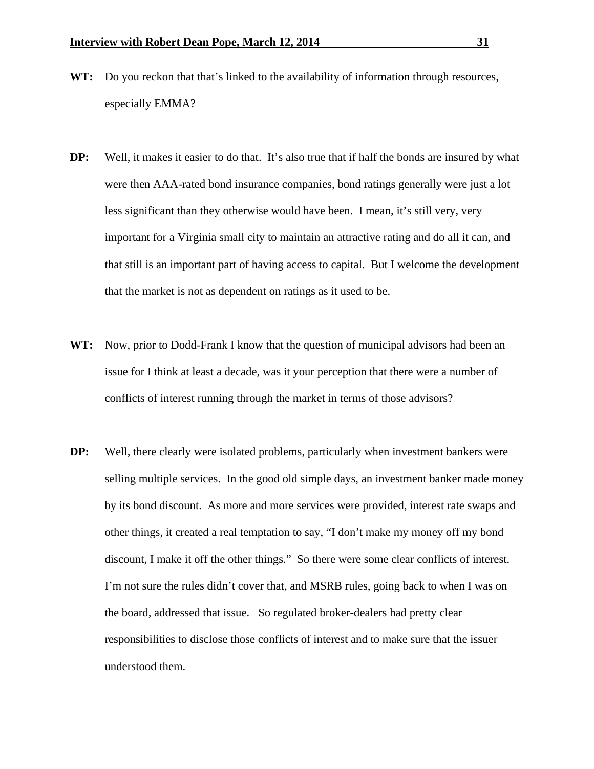**WT:** Do you reckon that that's linked to the availability of information through resources, especially EMMA?

**DP:** Well, it makes it easier to do that. It's also true that if half the bonds are insured by what were then AAA-rated bond insurance companies, bond ratings generally were just a lot less significant than they otherwise would have been. I mean, it's still very, very important for a Virginia small city to maintain an attractive rating and do all it can, and that still is an important part of having access to capital. But I welcome the development that the market is not as dependent on ratings as it used to be.

**WT:** Now, prior to Dodd-Frank I know that the question of municipal advisors had been an issue for I think at least a decade, was it your perception that there were a number of conflicts of interest running through the market in terms of those advisors?

**DP:** Well, there clearly were isolated problems, particularly when investment bankers were selling multiple services. In the good old simple days, an investment banker made money by its bond discount. As more and more services were provided, interest rate swaps and other things, it created a real temptation to say, "I don't make my money off my bond discount, I make it off the other things." So there were some clear conflicts of interest. I'm not sure the rules didn't cover that, and MSRB rules, going back to when I was on the board, addressed that issue. So regulated broker-dealers had pretty clear responsibilities to disclose those conflicts of interest and to make sure that the issuer understood them.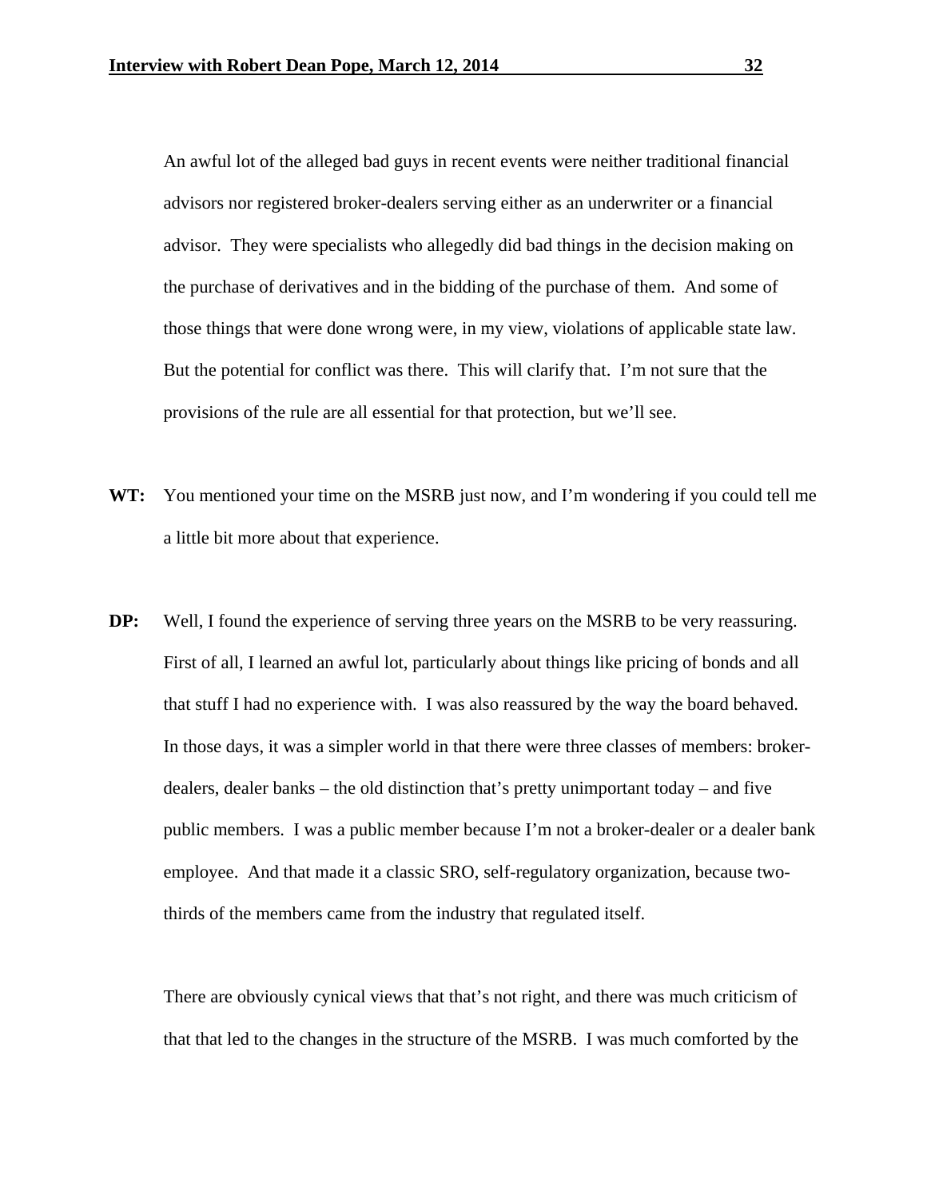An awful lot of the alleged bad guys in recent events were neither traditional financial advisors nor registered broker-dealers serving either as an underwriter or a financial advisor. They were specialists who allegedly did bad things in the decision making on the purchase of derivatives and in the bidding of the purchase of them. And some of those things that were done wrong were, in my view, violations of applicable state law. But the potential for conflict was there. This will clarify that. I'm not sure that the provisions of the rule are all essential for that protection, but we'll see.

**WT:** You mentioned your time on the MSRB just now, and I'm wondering if you could tell me a little bit more about that experience.

**DP:** Well, I found the experience of serving three years on the MSRB to be very reassuring. First of all, I learned an awful lot, particularly about things like pricing of bonds and all that stuff I had no experience with. I was also reassured by the way the board behaved. In those days, it was a simpler world in that there were three classes of members: broker-dealers, dealer banks – the old distinction that's pretty unimportant today – and five public members. I was a public member because I'm not a broker-dealer or a dealer bank employee. And that made it a classic SRO, self-regulatory organization, because two-thirds of the members came from the industry that regulated itself.

There are obviously cynical views that that's not right, and there was much criticism of that that led to the changes in the structure of the MSRB. I was much comforted by the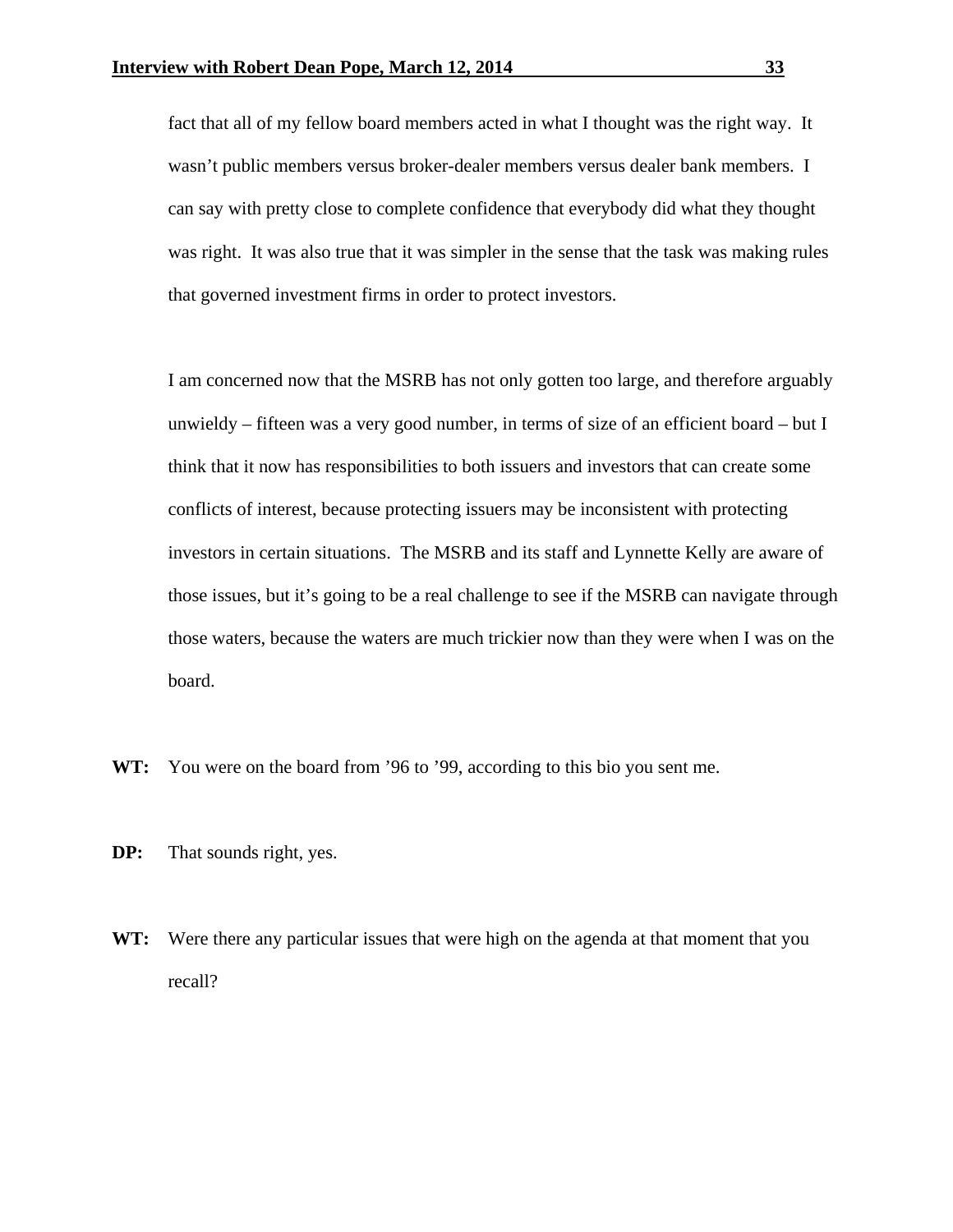fact that all of my fellow board members acted in what I thought was the right way. It wasn't public members versus broker-dealer members versus dealer bank members. I can say with pretty close to complete confidence that everybody did what they thought was right. It was also true that it was simpler in the sense that the task was making rules that governed investment firms in order to protect investors.

I am concerned now that the MSRB has not only gotten too large, and therefore arguably unwieldy – fifteen was a very good number, in terms of size of an efficient board – but I think that it now has responsibilities to both issuers and investors that can create some conflicts of interest, because protecting issuers may be inconsistent with protecting investors in certain situations. The MSRB and its staff and Lynnette Kelly are aware of those issues, but it's going to be a real challenge to see if the MSRB can navigate through those waters, because the waters are much trickier now than they were when I was on the board.

**WT:** You were on the board from '96 to '99, according to this bio you sent me.

**DP:** That sounds right, yes.

**WT:** Were there any particular issues that were high on the agenda at that moment that you recall?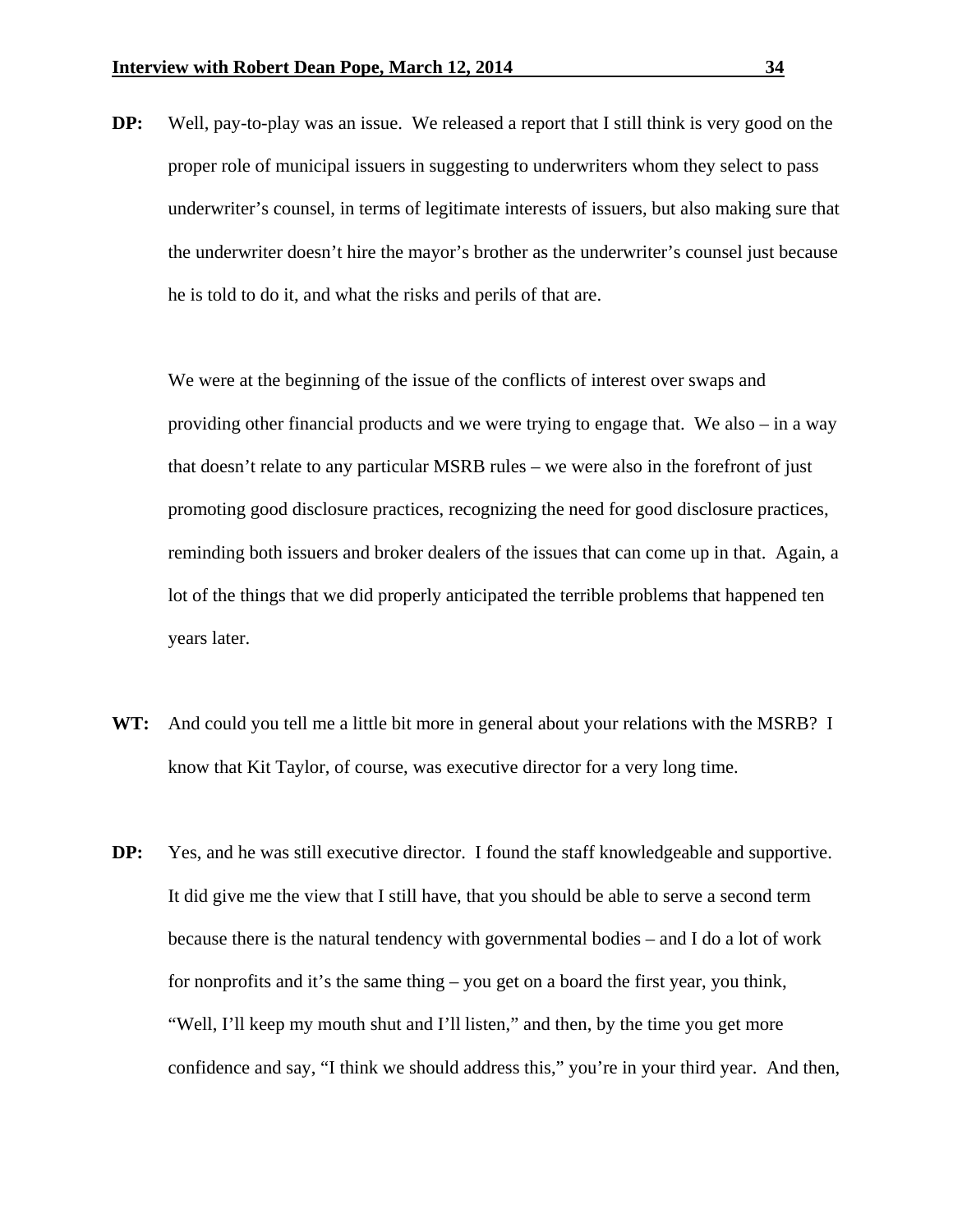**DP:** Well, pay-to-play was an issue. We released a report that I still think is very good on the proper role of municipal issuers in suggesting to underwriters whom they select to pass underwriter's counsel, in terms of legitimate interests of issuers, but also making sure that the underwriter doesn't hire the mayor's brother as the underwriter's counsel just because he is told to do it, and what the risks and perils of that are.

We were at the beginning of the issue of the conflicts of interest over swaps and providing other financial products and we were trying to engage that. We also – in a way that doesn't relate to any particular MSRB rules – we were also in the forefront of just promoting good disclosure practices, recognizing the need for good disclosure practices, reminding both issuers and broker dealers of the issues that can come up in that. Again, a lot of the things that we did properly anticipated the terrible problems that happened ten years later.

**WT:** And could you tell me a little bit more in general about your relations with the MSRB? I know that Kit Taylor, of course, was executive director for a very long time.

**DP:** Yes, and he was still executive director. I found the staff knowledgeable and supportive. It did give me the view that I still have, that you should be able to serve a second term because there is the natural tendency with governmental bodies – and I do a lot of work for nonprofits and it's the same thing – you get on a board the first year, you think, "Well, I'll keep my mouth shut and I'll listen," and then, by the time you get more confidence and say, "I think we should address this," you're in your third year. And then,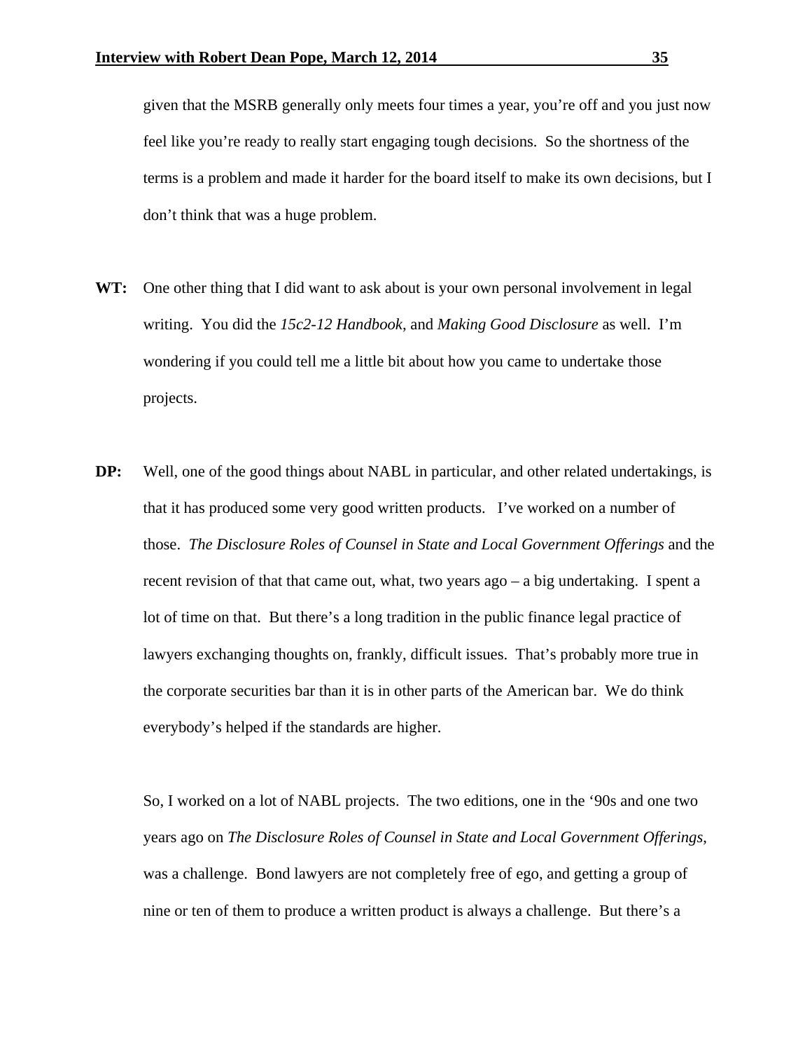given that the MSRB generally only meets four times a year, you're off and you just now feel like you're ready to really start engaging tough decisions. So the shortness of the terms is a problem and made it harder for the board itself to make its own decisions, but I don't think that was a huge problem.

**WT:** One other thing that I did want to ask about is your own personal involvement in legal writing. You did the *15c2-12 Handbook*, and *Making Good Disclosure* as well. I'm wondering if you could tell me a little bit about how you came to undertake those projects.

**DP:** Well, one of the good things about NABL in particular, and other related undertakings, is that it has produced some very good written products. I've worked on a number of those. *The Disclosure Roles of Counsel in State and Local Government Offerings* and the recent revision of that that came out, what, two years ago – a big undertaking. I spent a lot of time on that. But there's a long tradition in the public finance legal practice of lawyers exchanging thoughts on, frankly, difficult issues. That's probably more true in the corporate securities bar than it is in other parts of the American bar. We do think everybody's helped if the standards are higher.

So, I worked on a lot of NABL projects. The two editions, one in the '90s and one two years ago on *The Disclosure Roles of Counsel in State and Local Government Offerings*, was a challenge. Bond lawyers are not completely free of ego, and getting a group of nine or ten of them to produce a written product is always a challenge. But there's a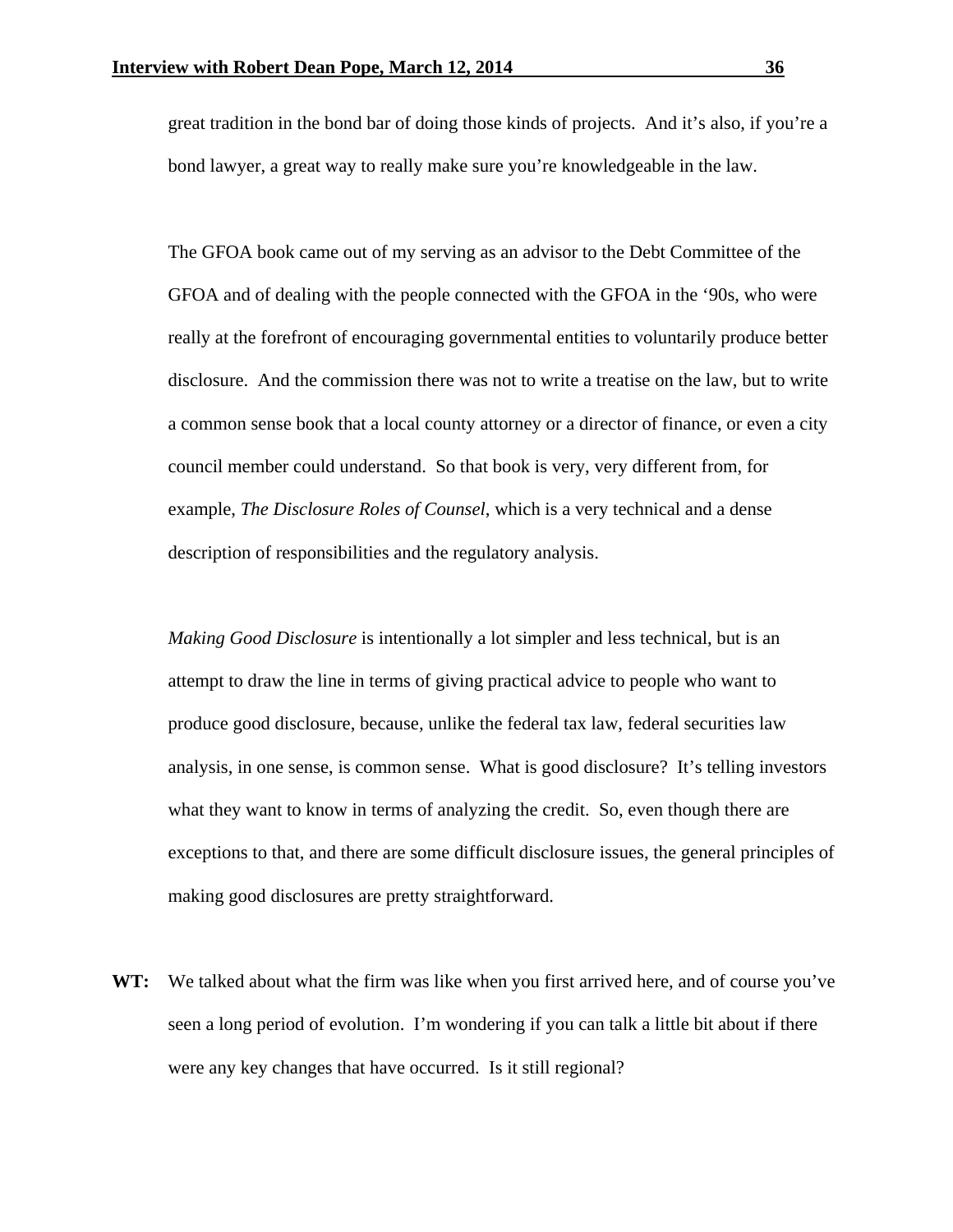great tradition in the bond bar of doing those kinds of projects. And it's also, if you're a bond lawyer, a great way to really make sure you're knowledgeable in the law.

The GFOA book came out of my serving as an advisor to the Debt Committee of the GFOA and of dealing with the people connected with the GFOA in the '90s, who were really at the forefront of encouraging governmental entities to voluntarily produce better disclosure. And the commission there was not to write a treatise on the law, but to write a common sense book that a local county attorney or a director of finance, or even a city council member could understand. So that book is very, very different from, for example, *The Disclosure Roles of Counsel*, which is a very technical and a dense description of responsibilities and the regulatory analysis.

*Making Good Disclosure* is intentionally a lot simpler and less technical, but is an attempt to draw the line in terms of giving practical advice to people who want to produce good disclosure, because, unlike the federal tax law, federal securities law analysis, in one sense, is common sense. What is good disclosure? It's telling investors what they want to know in terms of analyzing the credit. So, even though there are exceptions to that, and there are some difficult disclosure issues, the general principles of making good disclosures are pretty straightforward.

**WT:** We talked about what the firm was like when you first arrived here, and of course you've seen a long period of evolution. I'm wondering if you can talk a little bit about if there were any key changes that have occurred. Is it still regional?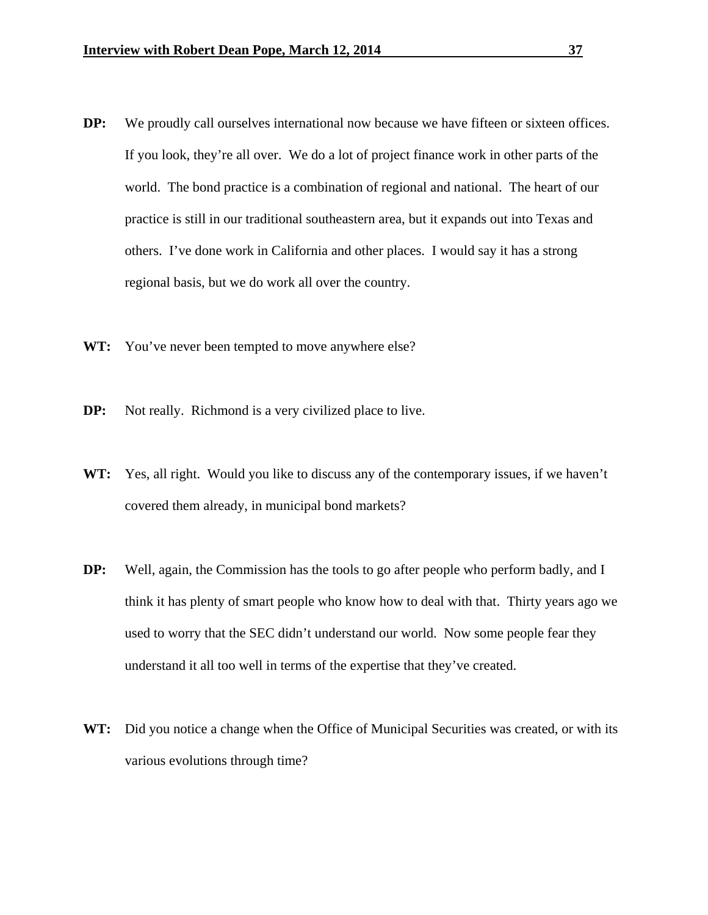**DP:** We proudly call ourselves international now because we have fifteen or sixteen offices. If you look, they're all over. We do a lot of project finance work in other parts of the world. The bond practice is a combination of regional and national. The heart of our practice is still in our traditional southeastern area, but it expands out into Texas and others. I've done work in California and other places. I would say it has a strong regional basis, but we do work all over the country.

**WT:** You've never been tempted to move anywhere else?

**DP:** Not really. Richmond is a very civilized place to live.

**WT:** Yes, all right. Would you like to discuss any of the contemporary issues, if we haven't covered them already, in municipal bond markets?

**DP:** Well, again, the Commission has the tools to go after people who perform badly, and I think it has plenty of smart people who know how to deal with that. Thirty years ago we used to worry that the SEC didn't understand our world. Now some people fear they understand it all too well in terms of the expertise that they've created.

**WT:** Did you notice a change when the Office of Municipal Securities was created, or with its various evolutions through time?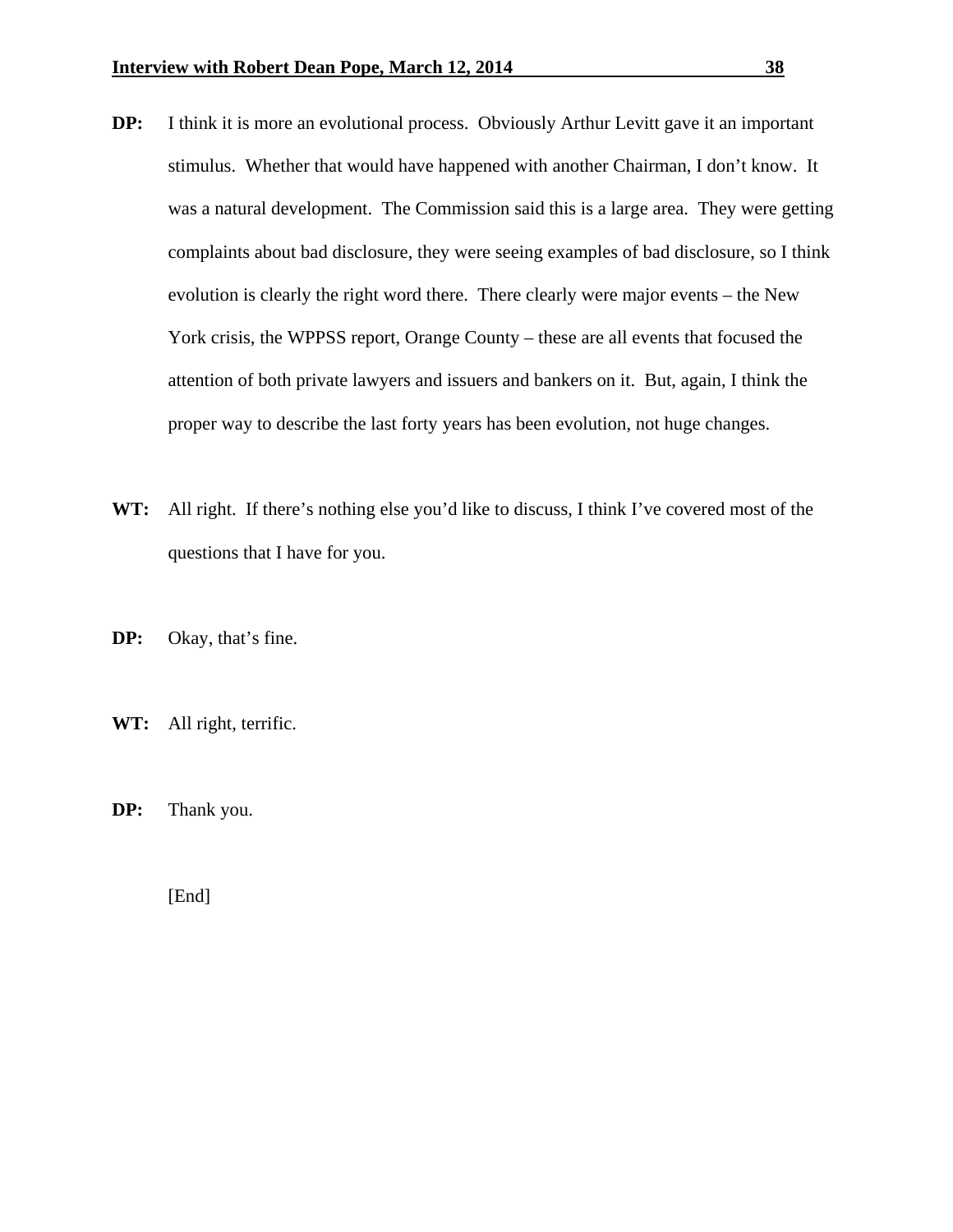**DP:** I think it is more an evolutional process. Obviously Arthur Levitt gave it an important stimulus. Whether that would have happened with another Chairman, I don't know. It was a natural development. The Commission said this is a large area. They were getting complaints about bad disclosure, they were seeing examples of bad disclosure, so I think evolution is clearly the right word there. There clearly were major events – the New York crisis, the WPPSS report, Orange County – these are all events that focused the attention of both private lawyers and issuers and bankers on it. But, again, I think the proper way to describe the last forty years has been evolution, not huge changes.

**WT:** All right. If there's nothing else you'd like to discuss, I think I've covered most of the questions that I have for you.

**DP:** Okay, that's fine.

**WT:** All right, terrific.

**DP:** Thank you.

[End]